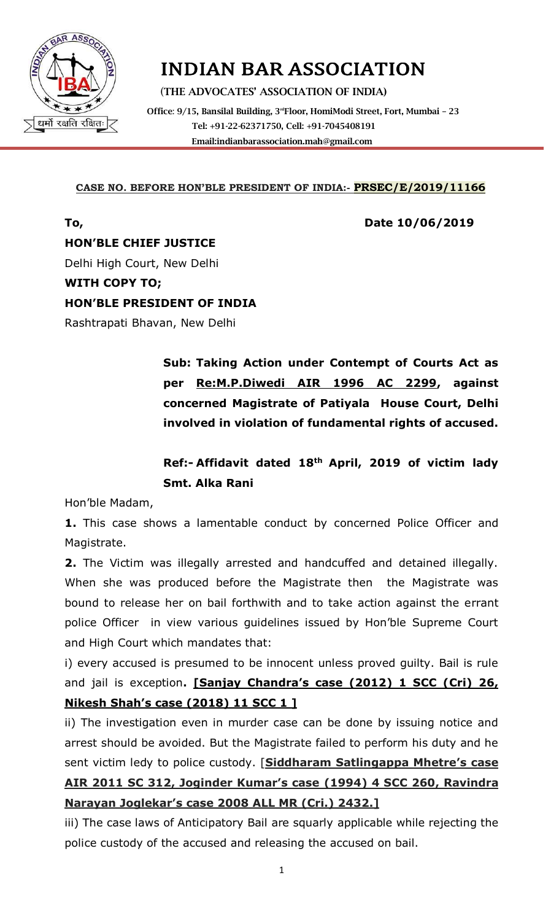# INDIAN BAR ASSOCIATION

(THE ADVOCATES' ASSOCIATION OF INDIA)

Office: 9/15, Bansilal Building, 3rd Floor, HomiModi Street, Fort, Mumbai – 23
Tel: +91-22-62371750, Cell: +91-7045408191
Email:indianbarassociation.mah@gmail.com

**CASE NO. BEFORE HON'BLE PRESIDENT OF INDIA:- PRSEC/E/2019/11166**

**To,** **Date 10/06/2019**

**HON'BLE CHIEF JUSTICE**
Delhi High Court, New Delhi
**WITH COPY TO;**
**HON'BLE PRESIDENT OF INDIA**
Rashtrapati Bhavan, New Delhi

> **Sub: Taking Action under Contempt of Courts Act as per Re:M.P.Diwedi AIR 1996 AC 2299, against concerned Magistrate of Patiyala House Court, Delhi involved in violation of fundamental rights of accused.**

> **Ref:- Affidavit dated 18th April, 2019 of victim lady Smt. Alka Rani**

Hon'ble Madam,

**1.** This case shows a lamentable conduct by concerned Police Officer and Magistrate.

**2.** The Victim was illegally arrested and handcuffed and detained illegally. When she was produced before the Magistrate then the Magistrate was bound to release her on bail forthwith and to take action against the errant police Officer in view various guidelines issued by Hon'ble Supreme Court and High Court which mandates that:

i) every accused is presumed to be innocent unless proved guilty. Bail is rule and jail is exception**. [Sanjay Chandra's case (2012) 1 SCC (Cri) 26, Nikesh Shah's case (2018) 11 SCC 1 ]**

ii) The investigation even in murder case can be done by issuing notice and arrest should be avoided. But the Magistrate failed to perform his duty and he sent victim ledy to police custody. [**Siddharam Satlingappa Mhetre's case AIR 2011 SC 312, Joginder Kumar's case (1994) 4 SCC 260, Ravindra Narayan Joglekar's case 2008 ALL MR (Cri.) 2432.]**

iii) The case laws of Anticipatory Bail are squarly applicable while rejecting the police custody of the accused and releasing the accused on bail.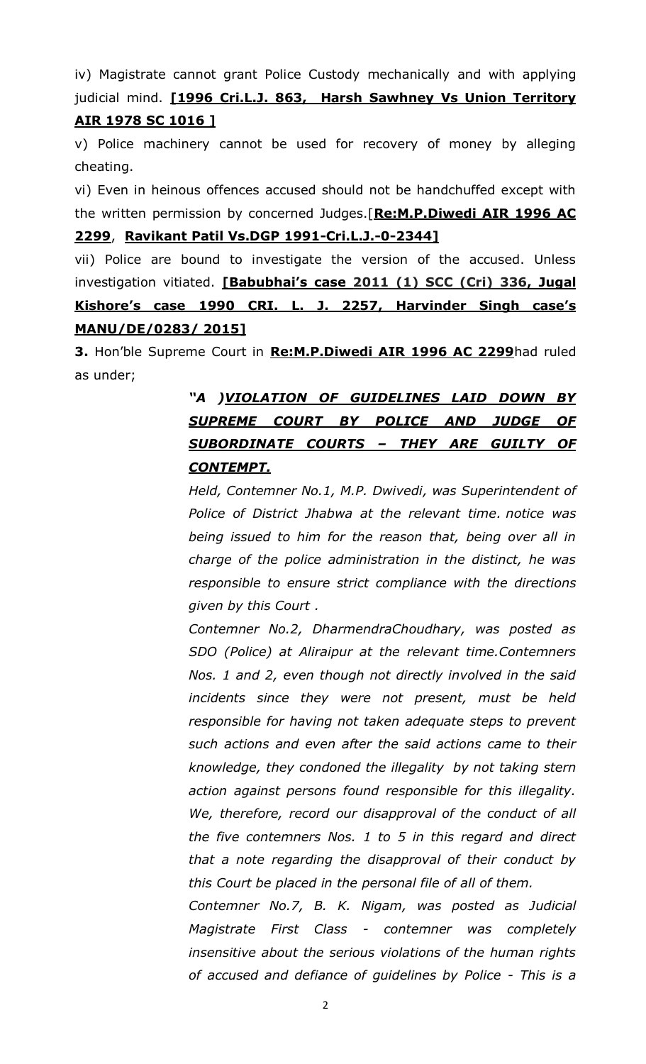iv) Magistrate cannot grant Police Custody mechanically and with applying judicial mind. **[1996 Cri.L.J. 863, Harsh Sawhney Vs Union Territory AIR 1978 SC 1016 ]**

v) Police machinery cannot be used for recovery of money by alleging cheating.

vi) Even in heinous offences accused should not be handchuffed except with the written permission by concerned Judges.[**Re:M.P.Diwedi AIR 1996 AC 2299**, **Ravikant Patil Vs.DGP 1991-Cri.L.J.-0-2344]**

vii) Police are bound to investigate the version of the accused. Unless investigation vitiated. **[Babubhai's case 2011 (1) SCC (Cri) 336, Jugal Kishore's case 1990 CRI. L. J. 2257, Harvinder Singh case's MANU/DE/0283/ 2015]**

**3.** Hon'ble Supreme Court in **Re:M.P.Diwedi AIR 1996 AC 2299**had ruled as under;

> ***"A )VIOLATION OF GUIDELINES LAID DOWN BY SUPREME COURT BY POLICE AND JUDGE OF SUBORDINATE COURTS – THEY ARE GUILTY OF CONTEMPT.***
>
> *Held, Contemner No.1, M.P. Dwivedi, was Superintendent of Police of District Jhabwa at the relevant time. notice was being issued to him for the reason that, being over all in charge of the police administration in the distinct, he was responsible to ensure strict compliance with the directions given by this Court .*
>
> *Contemner No.2, DharmendraChoudhary, was posted as SDO (Police) at Aliraipur at the relevant time.Contemners Nos. 1 and 2, even though not directly involved in the said incidents since they were not present, must be held responsible for having not taken adequate steps to prevent such actions and even after the said actions came to their knowledge, they condoned the illegality by not taking stern action against persons found responsible for this illegality. We, therefore, record our disapproval of the conduct of all the five contemners Nos. 1 to 5 in this regard and direct that a note regarding the disapproval of their conduct by this Court be placed in the personal file of all of them.*
>
> *Contemner No.7, B. K. Nigam, was posted as Judicial Magistrate First Class - contemner was completely insensitive about the serious violations of the human rights of accused and defiance of guidelines by Police - This is a*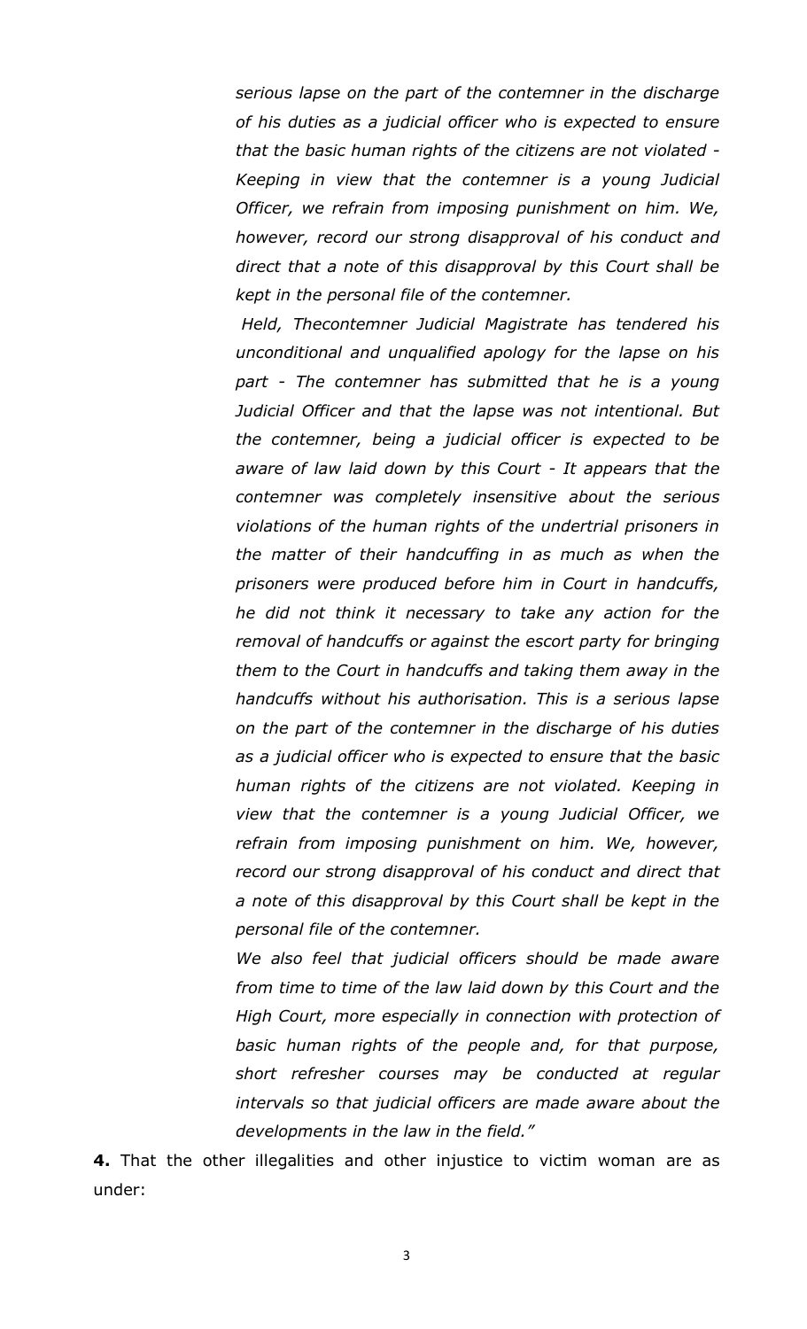*serious lapse on the part of the contemner in the discharge of his duties as a judicial officer who is expected to ensure that the basic human rights of the citizens are not violated - Keeping in view that the contemner is a young Judicial Officer, we refrain from imposing punishment on him. We, however, record our strong disapproval of his conduct and direct that a note of this disapproval by this Court shall be kept in the personal file of the contemner.*

*Held, Thecontemner Judicial Magistrate has tendered his unconditional and unqualified apology for the lapse on his part - The contemner has submitted that he is a young Judicial Officer and that the lapse was not intentional. But the contemner, being a judicial officer is expected to be aware of law laid down by this Court - It appears that the contemner was completely insensitive about the serious violations of the human rights of the undertrial prisoners in the matter of their handcuffing in as much as when the prisoners were produced before him in Court in handcuffs, he did not think it necessary to take any action for the removal of handcuffs or against the escort party for bringing them to the Court in handcuffs and taking them away in the handcuffs without his authorisation. This is a serious lapse on the part of the contemner in the discharge of his duties as a judicial officer who is expected to ensure that the basic human rights of the citizens are not violated. Keeping in view that the contemner is a young Judicial Officer, we refrain from imposing punishment on him. We, however, record our strong disapproval of his conduct and direct that a note of this disapproval by this Court shall be kept in the personal file of the contemner.*

*We also feel that judicial officers should be made aware from time to time of the law laid down by this Court and the High Court, more especially in connection with protection of basic human rights of the people and, for that purpose, short refresher courses may be conducted at regular intervals so that judicial officers are made aware about the developments in the law in the field."*

**4.** That the other illegalities and other injustice to victim woman are as under: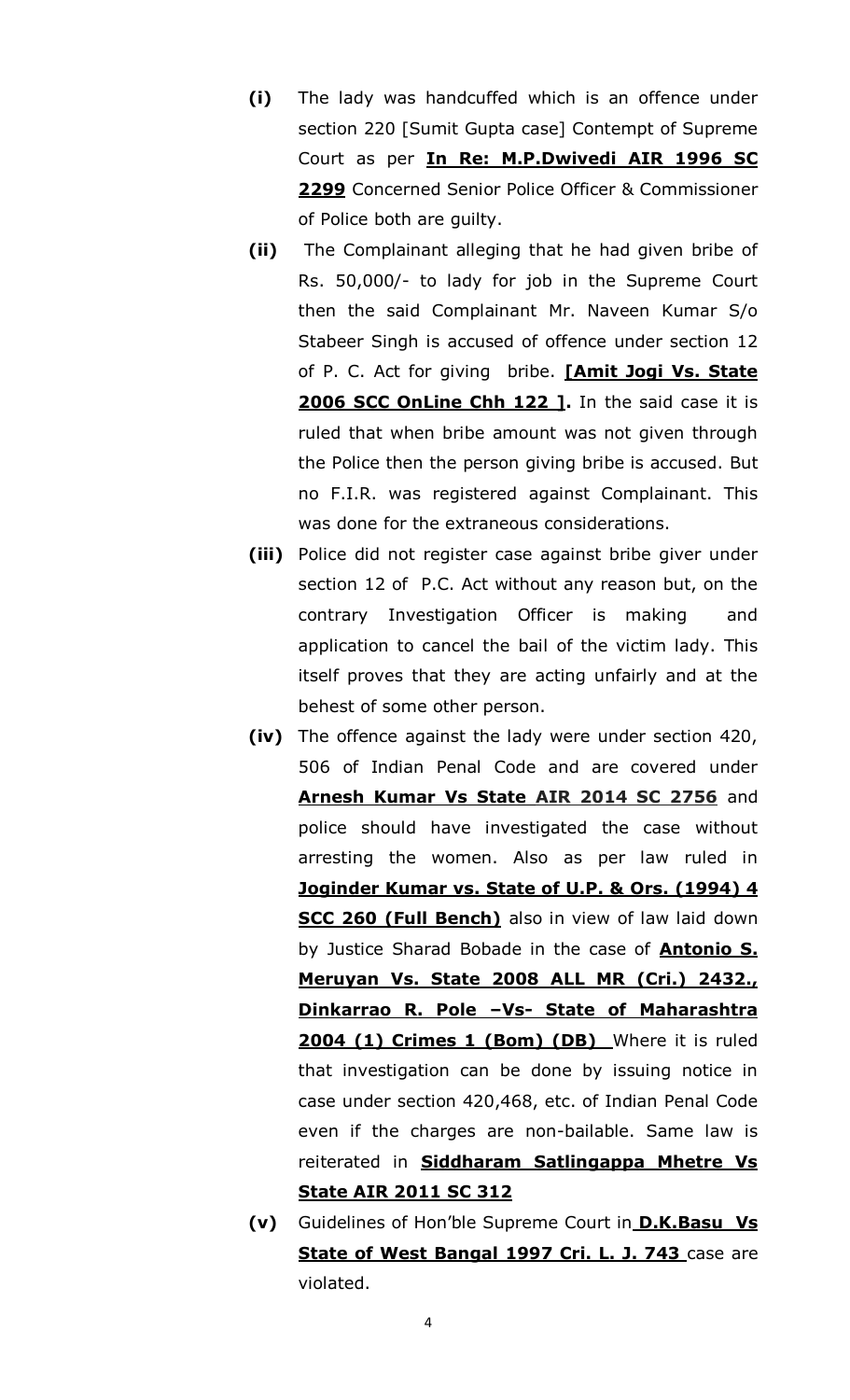**(i)** The lady was handcuffed which is an offence under section 220 [Sumit Gupta case] Contempt of Supreme Court as per **In Re: M.P.Dwivedi AIR 1996 SC 2299** Concerned Senior Police Officer & Commissioner of Police both are guilty.

**(ii)** The Complainant alleging that he had given bribe of Rs. 50,000/- to lady for job in the Supreme Court then the said Complainant Mr. Naveen Kumar S/o Stabeer Singh is accused of offence under section 12 of P. C. Act for giving bribe. **[Amit Jogi Vs. State 2006 SCC OnLine Chh 122 ].** In the said case it is ruled that when bribe amount was not given through the Police then the person giving bribe is accused. But no F.I.R. was registered against Complainant. This was done for the extraneous considerations.

**(iii)** Police did not register case against bribe giver under section 12 of P.C. Act without any reason but, on the contrary Investigation Officer is making and application to cancel the bail of the victim lady. This itself proves that they are acting unfairly and at the behest of some other person.

**(iv)** The offence against the lady were under section 420, 506 of Indian Penal Code and are covered under **Arnesh Kumar Vs State AIR 2014 SC 2756** and police should have investigated the case without arresting the women. Also as per law ruled in **Joginder Kumar vs. State of U.P. & Ors. (1994) 4 SCC 260 (Full Bench)** also in view of law laid down by Justice Sharad Bobade in the case of **Antonio S. Meruyan Vs. State 2008 ALL MR (Cri.) 2432., Dinkarrao R. Pole –Vs- State of Maharashtra 2004 (1) Crimes 1 (Bom) (DB)** Where it is ruled that investigation can be done by issuing notice in case under section 420,468, etc. of Indian Penal Code even if the charges are non-bailable. Same law is reiterated in **Siddharam Satlingappa Mhetre Vs State AIR 2011 SC 312**

**(v)** Guidelines of Hon'ble Supreme Court in **D.K.Basu Vs State of West Bangal 1997 Cri. L. J. 743** case are violated.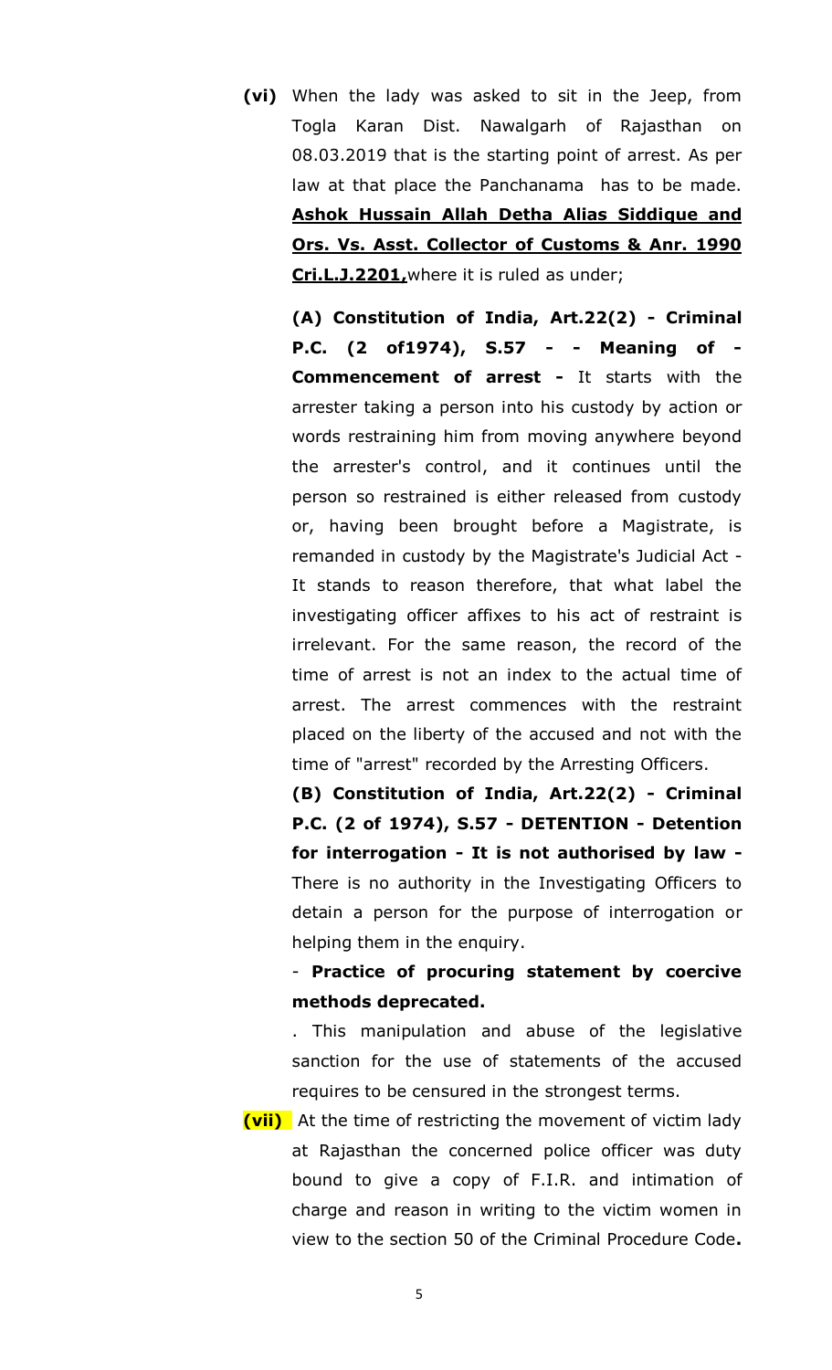**(vi)** When the lady was asked to sit in the Jeep, from Togla Karan Dist. Nawalgarh of Rajasthan on 08.03.2019 that is the starting point of arrest. As per law at that place the Panchanama has to be made. **Ashok Hussain Allah Detha Alias Siddique and Ors. Vs. Asst. Collector of Customs & Anr. 1990 Cri.L.J.2201,** where it is ruled as under;

**(A) Constitution of India, Art.22(2) - Criminal P.C. (2 of1974), S.57 - - Meaning of - Commencement of arrest -** It starts with the arrester taking a person into his custody by action or words restraining him from moving anywhere beyond the arrester's control, and it continues until the person so restrained is either released from custody or, having been brought before a Magistrate, is remanded in custody by the Magistrate's Judicial Act - It stands to reason therefore, that what label the investigating officer affixes to his act of restraint is irrelevant. For the same reason, the record of the time of arrest is not an index to the actual time of arrest. The arrest commences with the restraint placed on the liberty of the accused and not with the time of "arrest" recorded by the Arresting Officers.

**(B) Constitution of India, Art.22(2) - Criminal P.C. (2 of 1974), S.57 - DETENTION - Detention for interrogation - It is not authorised by law -** There is no authority in the Investigating Officers to detain a person for the purpose of interrogation or helping them in the enquiry.

- **Practice of procuring statement by coercive methods deprecated.**

. This manipulation and abuse of the legislative sanction for the use of statements of the accused requires to be censured in the strongest terms.

**(vii)** At the time of restricting the movement of victim lady at Rajasthan the concerned police officer was duty bound to give a copy of F.I.R. and intimation of charge and reason in writing to the victim women in view to the section 50 of the Criminal Procedure Code**.**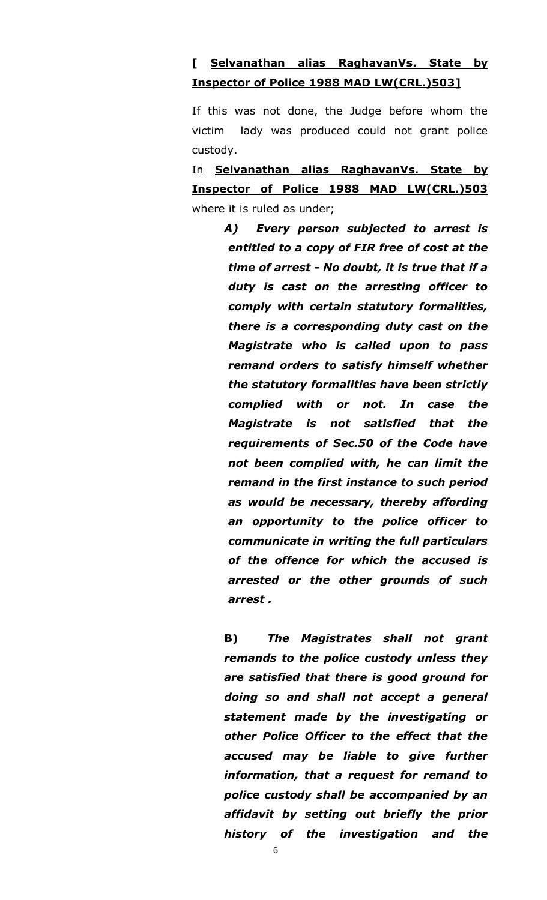**[ <u>Selvanathan alias RaghavanVs. State by Inspector of Police 1988 MAD LW(CRL.)503]</u>**

If this was not done, the Judge before whom the victim lady was produced could not grant police custody.

In **<u>Selvanathan alias RaghavanVs. State by Inspector of Police 1988 MAD LW(CRL.)503</u>** where it is ruled as under;

> ***A) Every person subjected to arrest is entitled to a copy of FIR free of cost at the time of arrest - No doubt, it is true that if a duty is cast on the arresting officer to comply with certain statutory formalities, there is a corresponding duty cast on the Magistrate who is called upon to pass remand orders to satisfy himself whether the statutory formalities have been strictly complied with or not. In case the Magistrate is not satisfied that the requirements of Sec.50 of the Code have not been complied with, he can limit the remand in the first instance to such period as would be necessary, thereby affording an opportunity to the police officer to communicate in writing the full particulars of the offence for which the accused is arrested or the other grounds of such arrest .***
>
> **B)** ***The Magistrates shall not grant remands to the police custody unless they are satisfied that there is good ground for doing so and shall not accept a general statement made by the investigating or other Police Officer to the effect that the accused may be liable to give further information, that a request for remand to police custody shall be accompanied by an affidavit by setting out briefly the prior history of the investigation and the***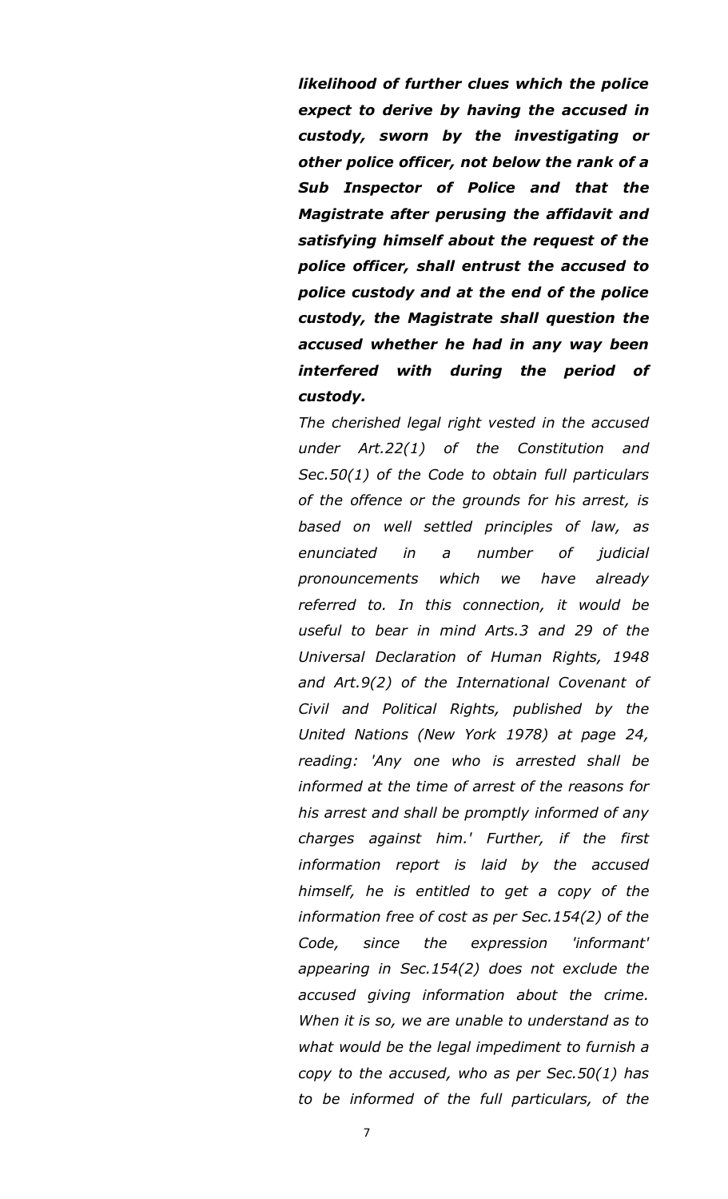***likelihood of further clues which the police expect to derive by having the accused in custody, sworn by the investigating or other police officer, not below the rank of a Sub Inspector of Police and that the Magistrate after perusing the affidavit and satisfying himself about the request of the police officer, shall entrust the accused to police custody and at the end of the police custody, the Magistrate shall question the accused whether he had in any way been interfered with during the period of custody.***

*The cherished legal right vested in the accused under Art.22(1) of the Constitution and Sec.50(1) of the Code to obtain full particulars of the offence or the grounds for his arrest, is based on well settled principles of law, as enunciated in a number of judicial pronouncements which we have already referred to. In this connection, it would be useful to bear in mind Arts.3 and 29 of the Universal Declaration of Human Rights, 1948 and Art.9(2) of the International Covenant of Civil and Political Rights, published by the United Nations (New York 1978) at page 24, reading: 'Any one who is arrested shall be informed at the time of arrest of the reasons for his arrest and shall be promptly informed of any charges against him.' Further, if the first information report is laid by the accused himself, he is entitled to get a copy of the information free of cost as per Sec.154(2) of the Code, since the expression 'informant' appearing in Sec.154(2) does not exclude the accused giving information about the crime. When it is so, we are unable to understand as to what would be the legal impediment to furnish a copy to the accused, who as per Sec.50(1) has to be informed of the full particulars, of the*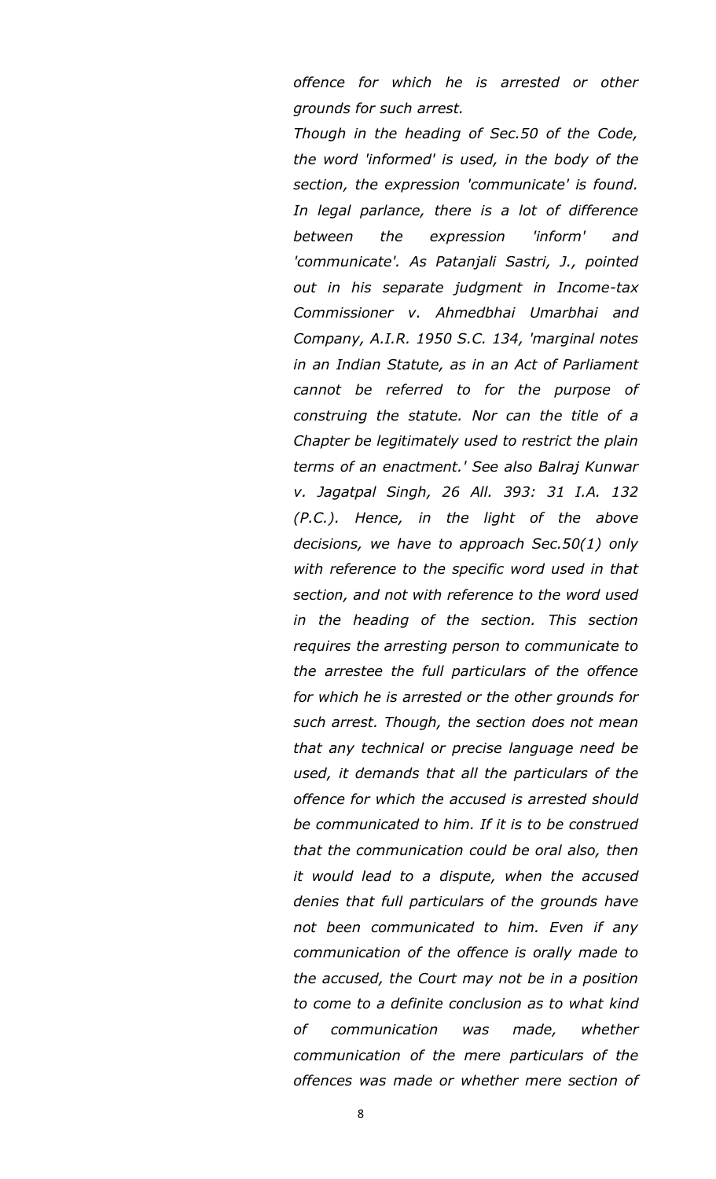*offence for which he is arrested or other grounds for such arrest.*

*Though in the heading of Sec.50 of the Code, the word 'informed' is used, in the body of the section, the expression 'communicate' is found. In legal parlance, there is a lot of difference between the expression 'inform' and 'communicate'. As Patanjali Sastri, J., pointed out in his separate judgment in Income-tax Commissioner v. Ahmedbhai Umarbhai and Company, A.I.R. 1950 S.C. 134, 'marginal notes in an Indian Statute, as in an Act of Parliament cannot be referred to for the purpose of construing the statute. Nor can the title of a Chapter be legitimately used to restrict the plain terms of an enactment.' See also Balraj Kunwar v. Jagatpal Singh, 26 All. 393: 31 I.A. 132 (P.C.). Hence, in the light of the above decisions, we have to approach Sec.50(1) only with reference to the specific word used in that section, and not with reference to the word used in the heading of the section. This section requires the arresting person to communicate to the arrestee the full particulars of the offence for which he is arrested or the other grounds for such arrest. Though, the section does not mean that any technical or precise language need be used, it demands that all the particulars of the offence for which the accused is arrested should be communicated to him. If it is to be construed that the communication could be oral also, then it would lead to a dispute, when the accused denies that full particulars of the grounds have not been communicated to him. Even if any communication of the offence is orally made to the accused, the Court may not be in a position to come to a definite conclusion as to what kind of communication was made, whether communication of the mere particulars of the offences was made or whether mere section of*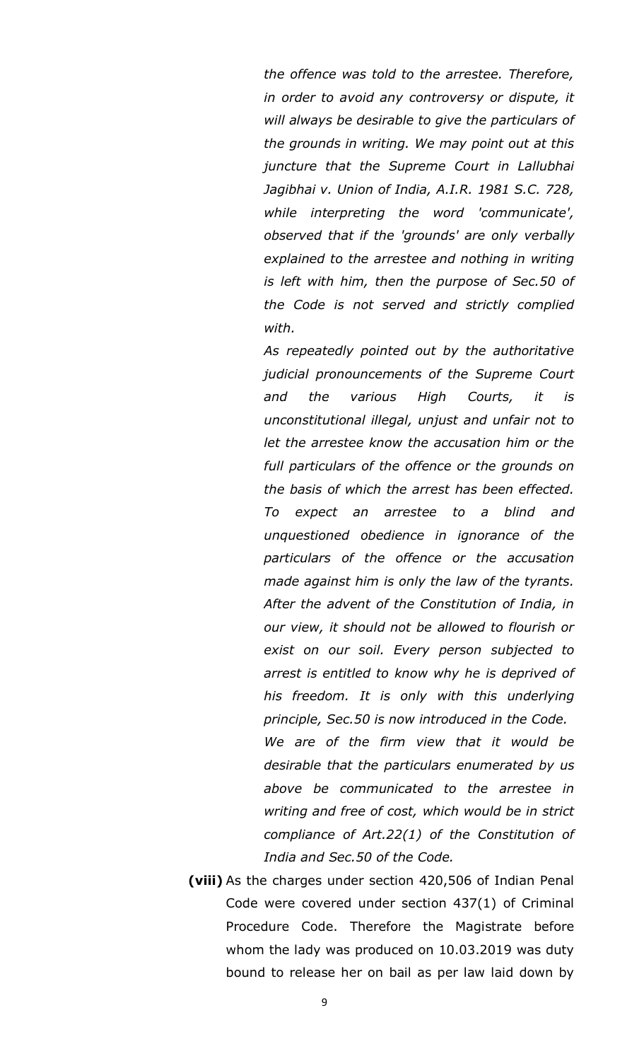*the offence was told to the arrestee. Therefore, in order to avoid any controversy or dispute, it will always be desirable to give the particulars of the grounds in writing. We may point out at this juncture that the Supreme Court in Lallubhai Jagibhai v. Union of India, A.I.R. 1981 S.C. 728, while interpreting the word 'communicate', observed that if the 'grounds' are only verbally explained to the arrestee and nothing in writing is left with him, then the purpose of Sec.50 of the Code is not served and strictly complied with.*

*As repeatedly pointed out by the authoritative judicial pronouncements of the Supreme Court and the various High Courts, it is unconstitutional illegal, unjust and unfair not to let the arrestee know the accusation him or the full particulars of the offence or the grounds on the basis of which the arrest has been effected. To expect an arrestee to a blind and unquestioned obedience in ignorance of the particulars of the offence or the accusation made against him is only the law of the tyrants. After the advent of the Constitution of India, in our view, it should not be allowed to flourish or exist on our soil. Every person subjected to arrest is entitled to know why he is deprived of his freedom. It is only with this underlying principle, Sec.50 is now introduced in the Code.*

*We are of the firm view that it would be desirable that the particulars enumerated by us above be communicated to the arrestee in writing and free of cost, which would be in strict compliance of Art.22(1) of the Constitution of India and Sec.50 of the Code.*

**(viii)** As the charges under section 420,506 of Indian Penal Code were covered under section 437(1) of Criminal Procedure Code. Therefore the Magistrate before whom the lady was produced on 10.03.2019 was duty bound to release her on bail as per law laid down by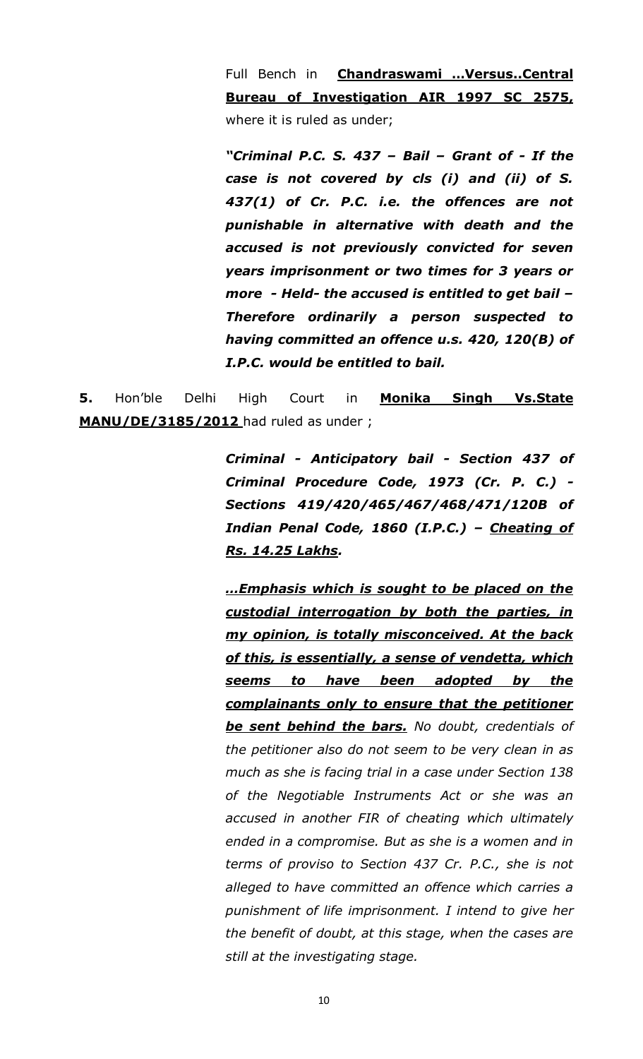Full Bench in **Chandraswami …Versus..Central Bureau of Investigation AIR 1997 SC 2575,** where it is ruled as under;

> ***"Criminal P.C. S. 437 – Bail – Grant of - If the case is not covered by cls (i) and (ii) of S. 437(1) of Cr. P.C. i.e. the offences are not punishable in alternative with death and the accused is not previously convicted for seven years imprisonment or two times for 3 years or more - Held- the accused is entitled to get bail – Therefore ordinarily a person suspected to having committed an offence u.s. 420, 120(B) of I.P.C. would be entitled to bail.***

**5.** Hon'ble Delhi High Court in **Monika Singh Vs.State MANU/DE/3185/2012** had ruled as under ;

> ***Criminal - Anticipatory bail - Section 437 of Criminal Procedure Code, 1973 (Cr. P. C.) - Sections 419/420/465/467/468/471/120B of Indian Penal Code, 1860 (I.P.C.) – Cheating of Rs. 14.25 Lakhs.***
>
> ***…Emphasis which is sought to be placed on the custodial interrogation by both the parties, in my opinion, is totally misconceived. At the back of this, is essentially, a sense of vendetta, which seems to have been adopted by the complainants only to ensure that the petitioner be sent behind the bars.*** *No doubt, credentials of the petitioner also do not seem to be very clean in as much as she is facing trial in a case under Section 138 of the Negotiable Instruments Act or she was an accused in another FIR of cheating which ultimately ended in a compromise. But as she is a women and in terms of proviso to Section 437 Cr. P.C., she is not alleged to have committed an offence which carries a punishment of life imprisonment. I intend to give her the benefit of doubt, at this stage, when the cases are still at the investigating stage.*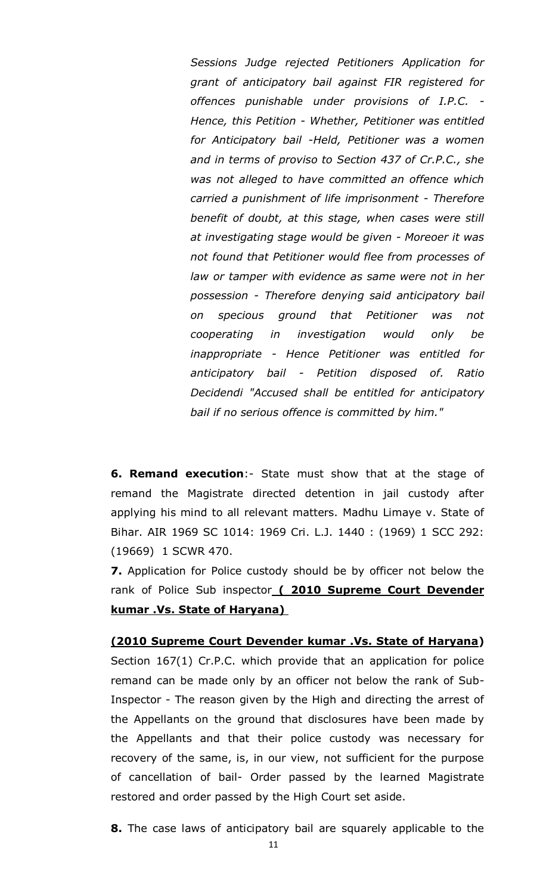*Sessions Judge rejected Petitioners Application for grant of anticipatory bail against FIR registered for offences punishable under provisions of I.P.C. - Hence, this Petition - Whether, Petitioner was entitled for Anticipatory bail -Held, Petitioner was a women and in terms of proviso to Section 437 of Cr.P.C., she was not alleged to have committed an offence which carried a punishment of life imprisonment - Therefore benefit of doubt, at this stage, when cases were still at investigating stage would be given - Moreoer it was not found that Petitioner would flee from processes of law or tamper with evidence as same were not in her possession - Therefore denying said anticipatory bail on specious ground that Petitioner was not cooperating in investigation would only be inappropriate - Hence Petitioner was entitled for anticipatory bail - Petition disposed of. Ratio Decidendi "Accused shall be entitled for anticipatory bail if no serious offence is committed by him."*

**6. Remand execution**:- State must show that at the stage of remand the Magistrate directed detention in jail custody after applying his mind to all relevant matters. Madhu Limaye v. State of Bihar. AIR 1969 SC 1014: 1969 Cri. L.J. 1440 : (1969) 1 SCC 292: (19669) 1 SCWR 470.

**7.** Application for Police custody should be by officer not below the rank of Police Sub inspector **( 2010 Supreme Court Devender kumar .Vs. State of Haryana)**

**(2010 Supreme Court Devender kumar .Vs. State of Haryana)** Section 167(1) Cr.P.C. which provide that an application for police remand can be made only by an officer not below the rank of Sub-Inspector - The reason given by the High and directing the arrest of the Appellants on the ground that disclosures have been made by the Appellants and that their police custody was necessary for recovery of the same, is, in our view, not sufficient for the purpose of cancellation of bail- Order passed by the learned Magistrate restored and order passed by the High Court set aside.

**8.** The case laws of anticipatory bail are squarely applicable to the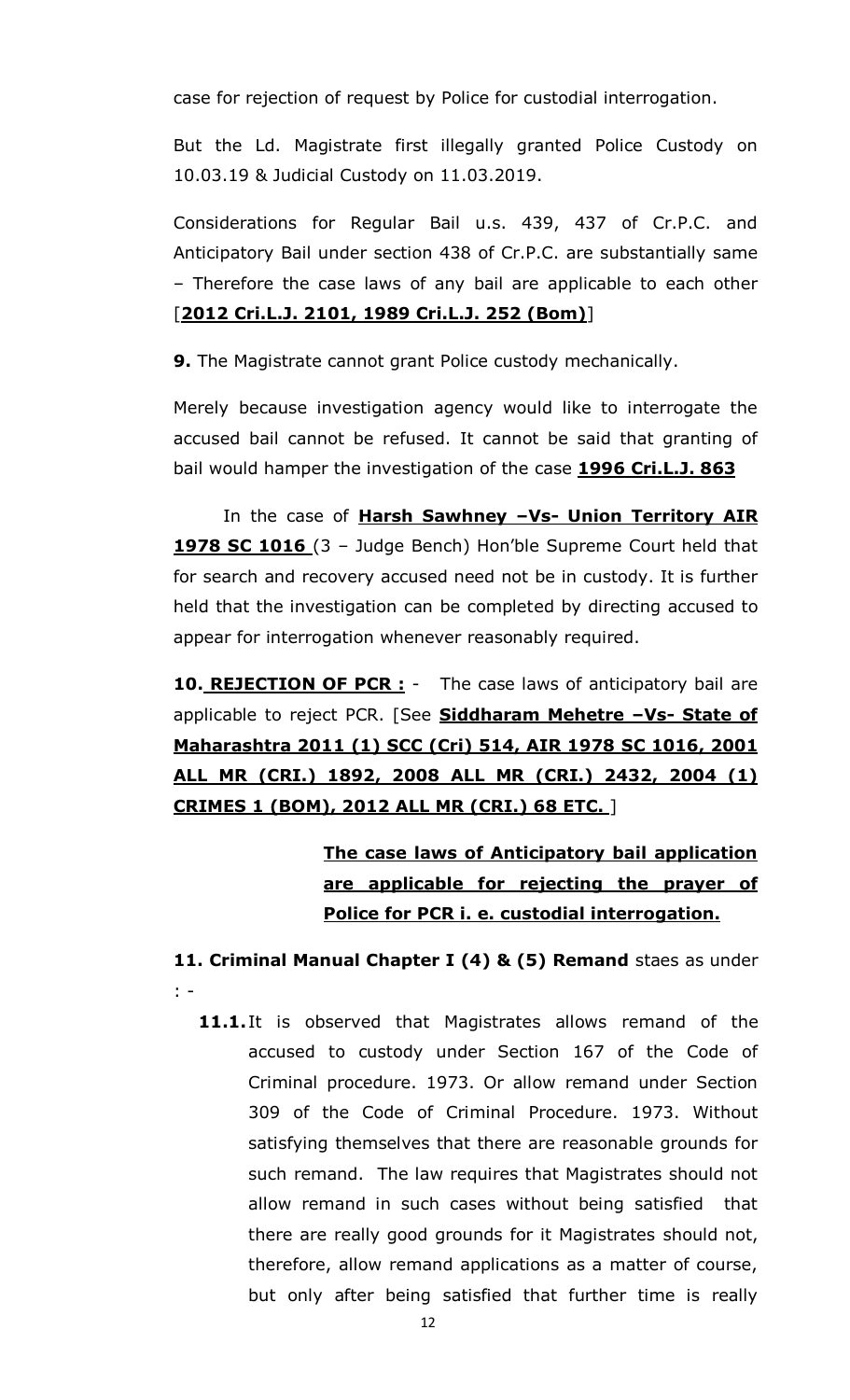case for rejection of request by Police for custodial interrogation.

But the Ld. Magistrate first illegally granted Police Custody on 10.03.19 & Judicial Custody on 11.03.2019.

Considerations for Regular Bail u.s. 439, 437 of Cr.P.C. and Anticipatory Bail under section 438 of Cr.P.C. are substantially same – Therefore the case laws of any bail are applicable to each other [**2012 Cri.L.J. 2101, 1989 Cri.L.J. 252 (Bom)**]

**9.** The Magistrate cannot grant Police custody mechanically.

Merely because investigation agency would like to interrogate the accused bail cannot be refused. It cannot be said that granting of bail would hamper the investigation of the case **1996 Cri.L.J. 863**

In the case of **Harsh Sawhney –Vs- Union Territory AIR 1978 SC 1016** (3 – Judge Bench) Hon'ble Supreme Court held that for search and recovery accused need not be in custody. It is further held that the investigation can be completed by directing accused to appear for interrogation whenever reasonably required.

**10. REJECTION OF PCR :** - The case laws of anticipatory bail are applicable to reject PCR. [See **Siddharam Mehetre –Vs- State of Maharashtra 2011 (1) SCC (Cri) 514, AIR 1978 SC 1016, 2001 ALL MR (CRI.) 1892, 2008 ALL MR (CRI.) 2432, 2004 (1) CRIMES 1 (BOM), 2012 ALL MR (CRI.) 68 ETC.** ]

**The case laws of Anticipatory bail application are applicable for rejecting the prayer of Police for PCR i. e. custodial interrogation.**

**11. Criminal Manual Chapter I (4) & (5) Remand** staes as under : -

**11.1.** It is observed that Magistrates allows remand of the accused to custody under Section 167 of the Code of Criminal procedure. 1973. Or allow remand under Section 309 of the Code of Criminal Procedure. 1973. Without satisfying themselves that there are reasonable grounds for such remand. The law requires that Magistrates should not allow remand in such cases without being satisfied that there are really good grounds for it Magistrates should not, therefore, allow remand applications as a matter of course, but only after being satisfied that further time is really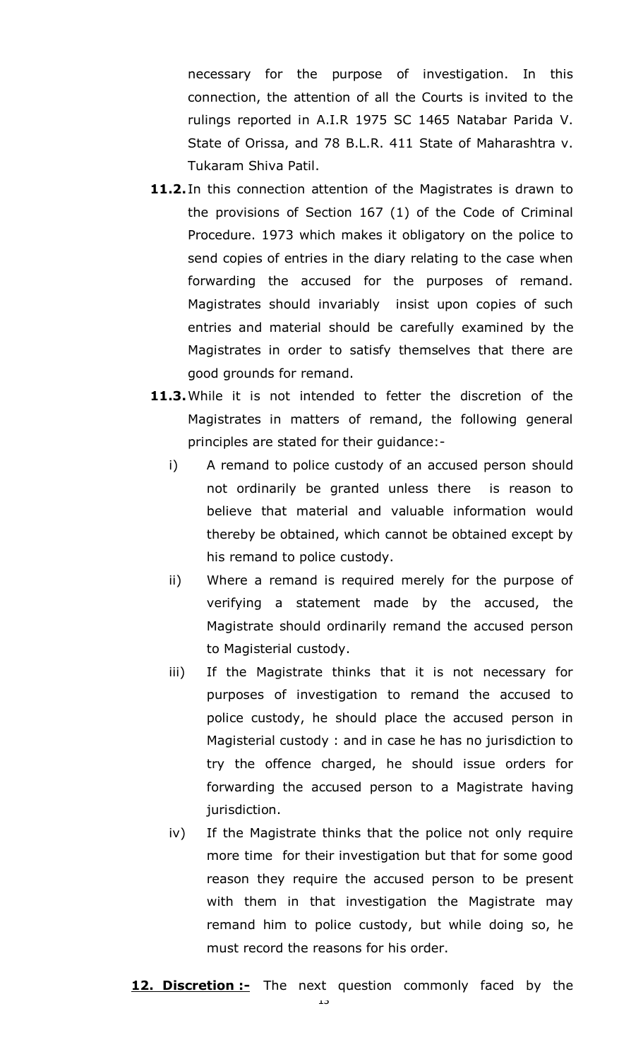necessary for the purpose of investigation. In this connection, the attention of all the Courts is invited to the rulings reported in A.I.R 1975 SC 1465 Natabar Parida V. State of Orissa, and 78 B.L.R. 411 State of Maharashtra v. Tukaram Shiva Patil.

**11.2.** In this connection attention of the Magistrates is drawn to the provisions of Section 167 (1) of the Code of Criminal Procedure. 1973 which makes it obligatory on the police to send copies of entries in the diary relating to the case when forwarding the accused for the purposes of remand. Magistrates should invariably insist upon copies of such entries and material should be carefully examined by the Magistrates in order to satisfy themselves that there are good grounds for remand.

**11.3.** While it is not intended to fetter the discretion of the Magistrates in matters of remand, the following general principles are stated for their guidance:-

i) A remand to police custody of an accused person should not ordinarily be granted unless there is reason to believe that material and valuable information would thereby be obtained, which cannot be obtained except by his remand to police custody.

ii) Where a remand is required merely for the purpose of verifying a statement made by the accused, the Magistrate should ordinarily remand the accused person to Magisterial custody.

iii) If the Magistrate thinks that it is not necessary for purposes of investigation to remand the accused to police custody, he should place the accused person in Magisterial custody : and in case he has no jurisdiction to try the offence charged, he should issue orders for forwarding the accused person to a Magistrate having jurisdiction.

iv) If the Magistrate thinks that the police not only require more time for their investigation but that for some good reason they require the accused person to be present with them in that investigation the Magistrate may remand him to police custody, but while doing so, he must record the reasons for his order.

**12. Discretion :-** The next question commonly faced by the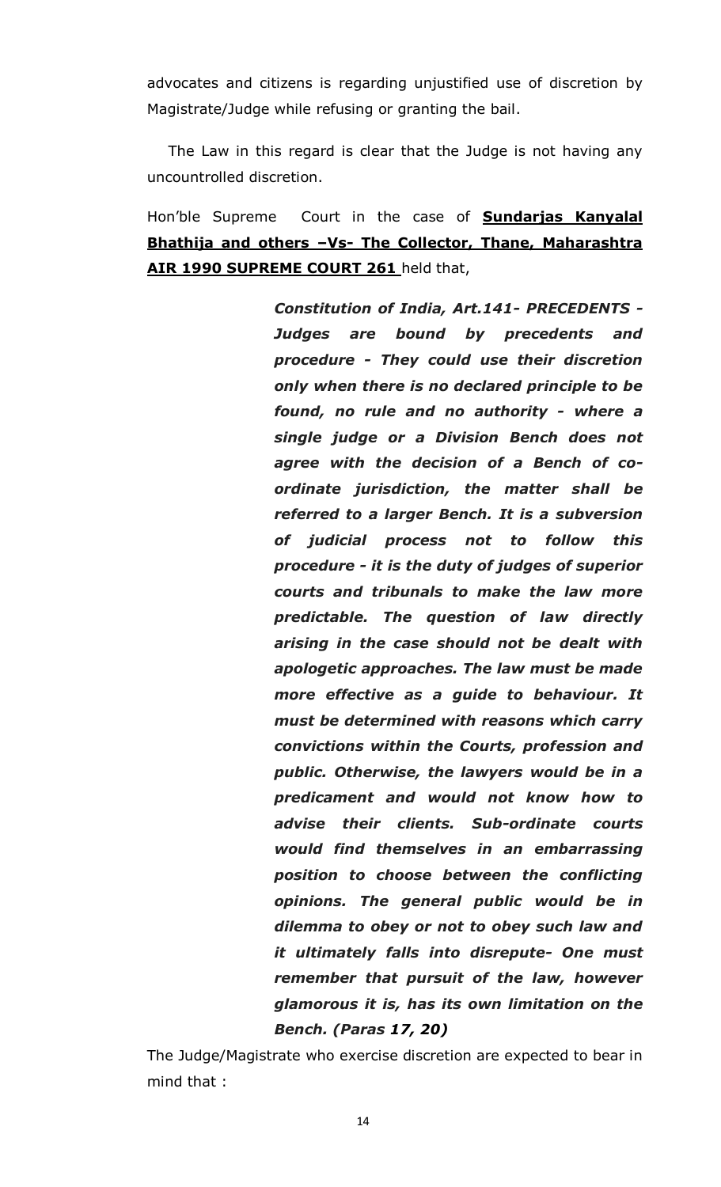advocates and citizens is regarding unjustified use of discretion by Magistrate/Judge while refusing or granting the bail.

The Law in this regard is clear that the Judge is not having any uncountrolled discretion.

Hon'ble Supreme Court in the case of **Sundarjas Kanyalal Bhathija and others –Vs- The Collector, Thane, Maharashtra AIR 1990 SUPREME COURT 261** held that,

> ***Constitution of India, Art.141- PRECEDENTS - Judges are bound by precedents and procedure - They could use their discretion only when there is no declared principle to be found, no rule and no authority - where a single judge or a Division Bench does not agree with the decision of a Bench of co-ordinate jurisdiction, the matter shall be referred to a larger Bench. It is a subversion of judicial process not to follow this procedure - it is the duty of judges of superior courts and tribunals to make the law more predictable. The question of law directly arising in the case should not be dealt with apologetic approaches. The law must be made more effective as a guide to behaviour. It must be determined with reasons which carry convictions within the Courts, profession and public. Otherwise, the lawyers would be in a predicament and would not know how to advise their clients. Sub-ordinate courts would find themselves in an embarrassing position to choose between the conflicting opinions. The general public would be in dilemma to obey or not to obey such law and it ultimately falls into disrepute- One must remember that pursuit of the law, however glamorous it is, has its own limitation on the Bench. (Paras 17, 20)***

The Judge/Magistrate who exercise discretion are expected to bear in mind that :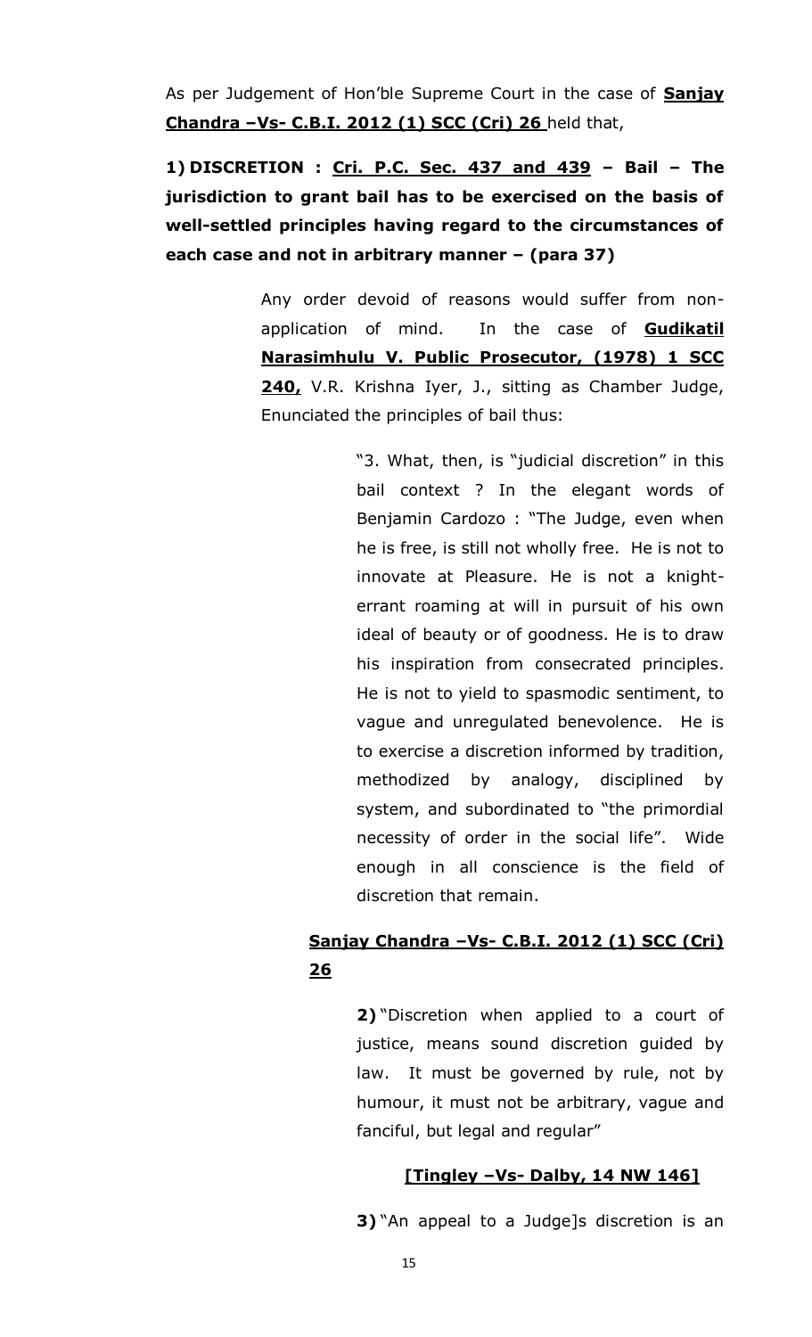As per Judgement of Hon'ble Supreme Court in the case of **<u>Sanjay Chandra –Vs- C.B.I. 2012 (1) SCC (Cri) 26</u>** held that,

**1) DISCRETION : <u>Cri. P.C. Sec. 437 and 439</u> – Bail – The jurisdiction to grant bail has to be exercised on the basis of well-settled principles having regard to the circumstances of each case and not in arbitrary manner – (para 37)**

> Any order devoid of reasons would suffer from non-application of mind. In the case of **<u>Gudikatil Narasimhulu V. Public Prosecutor, (1978) 1 SCC 240,</u>** V.R. Krishna Iyer, J., sitting as Chamber Judge, Enunciated the principles of bail thus:
>
> > "3. What, then, is "judicial discretion" in this bail context ? In the elegant words of Benjamin Cardozo : "The Judge, even when he is free, is still not wholly free. He is not to innovate at Pleasure. He is not a knight-errant roaming at will in pursuit of his own ideal of beauty or of goodness. He is to draw his inspiration from consecrated principles. He is not to yield to spasmodic sentiment, to vague and unregulated benevolence. He is to exercise a discretion informed by tradition, methodized by analogy, disciplined by system, and subordinated to "the primordial necessity of order in the social life". Wide enough in all conscience is the field of discretion that remain.
>
> **<u>Sanjay Chandra –Vs- C.B.I. 2012 (1) SCC (Cri) 26</u>**
>
> > **2)** "Discretion when applied to a court of justice, means sound discretion guided by law. It must be governed by rule, not by humour, it must not be arbitrary, vague and fanciful, but legal and regular"
> >
> > **<u>[Tingley –Vs- Dalby, 14 NW 146]</u>**
> >
> > **3)** "An appeal to a Judge]s discretion is an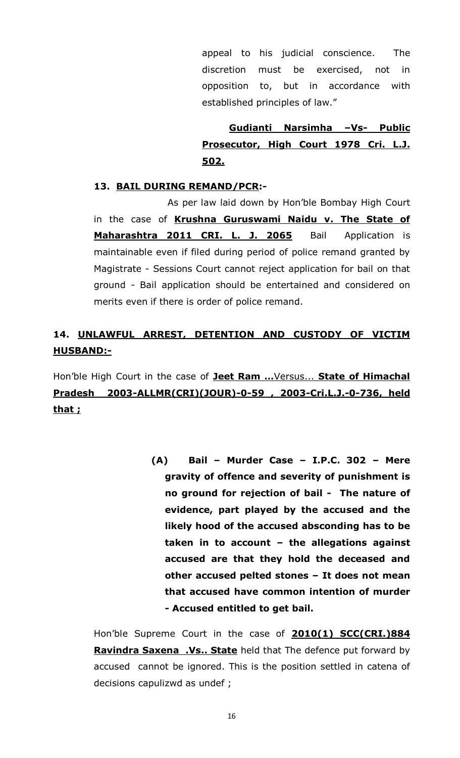appeal to his judicial conscience. The discretion must be exercised, not in opposition to, but in accordance with established principles of law."

**Gudianti Narsimha –Vs- Public Prosecutor, High Court 1978 Cri. L.J. 502.**

**13. BAIL DURING REMAND/PCR:-**

As per law laid down by Hon'ble Bombay High Court in the case of **Krushna Guruswami Naidu v. The State of Maharashtra 2011 CRI. L. J. 2065** Bail Application is maintainable even if filed during period of police remand granted by Magistrate - Sessions Court cannot reject application for bail on that ground - Bail application should be entertained and considered on merits even if there is order of police remand.

**14. UNLAWFUL ARREST, DETENTION AND CUSTODY OF VICTIM HUSBAND:-**

Hon'ble High Court in the case of **Jeet Ram ...**Versus... **State of Himachal Pradesh 2003-ALLMR(CRI)(JOUR)-0-59 , 2003-Cri.L.J.-0-736, held that ;**

> **(A) Bail – Murder Case – I.P.C. 302 – Mere gravity of offence and severity of punishment is no ground for rejection of bail - The nature of evidence, part played by the accused and the likely hood of the accused absconding has to be taken in to account – the allegations against accused are that they hold the deceased and other accused pelted stones – It does not mean that accused have common intention of murder - Accused entitled to get bail.**

Hon'ble Supreme Court in the case of **2010(1) SCC(CRI.)884 Ravindra Saxena .Vs.. State** held that The defence put forward by accused cannot be ignored. This is the position settled in catena of decisions capulizwd as undef ;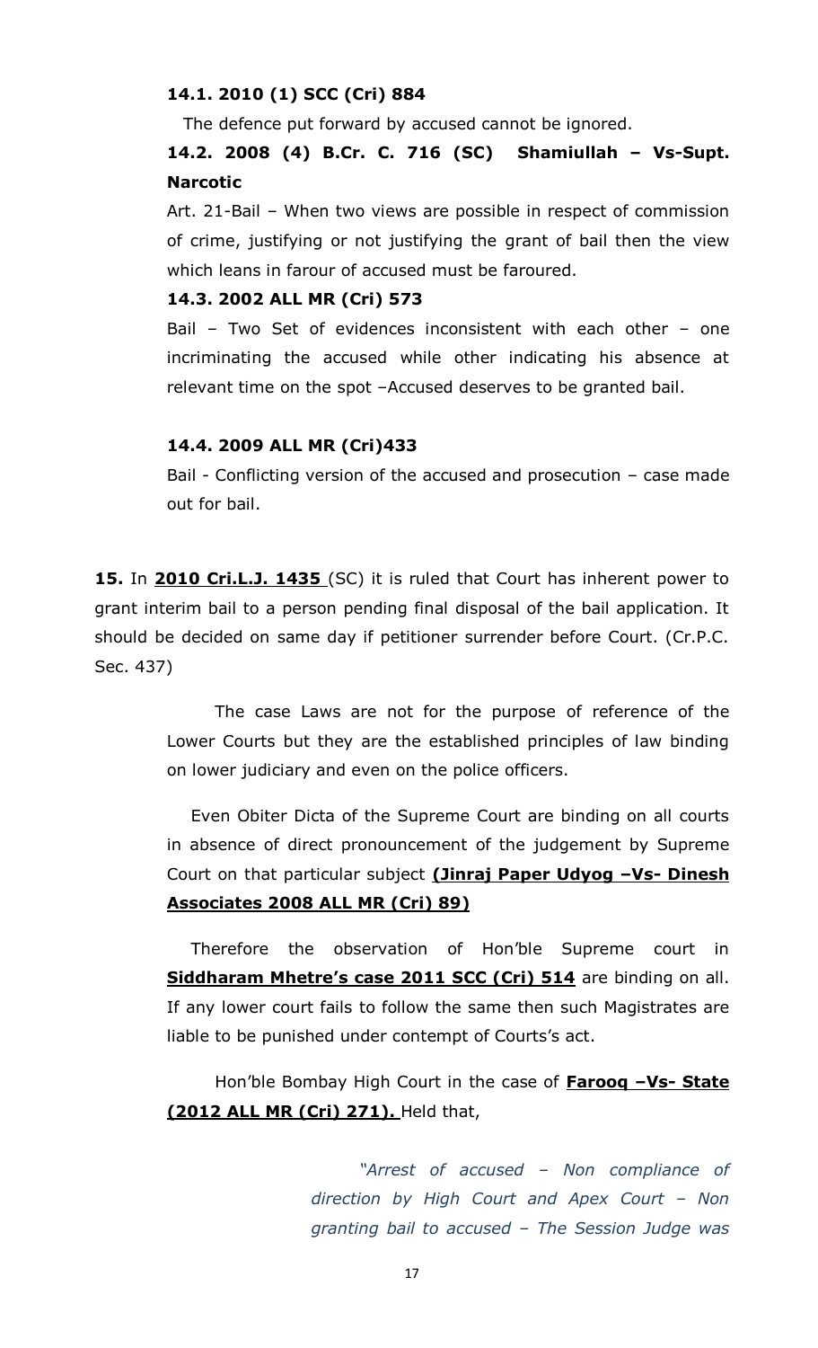**14.1. 2010 (1) SCC (Cri) 884**

The defence put forward by accused cannot be ignored.

**14.2. 2008 (4) B.Cr. C. 716 (SC) Shamiullah – Vs-Supt. Narcotic**

Art. 21-Bail – When two views are possible in respect of commission of crime, justifying or not justifying the grant of bail then the view which leans in farour of accused must be faroured.

**14.3. 2002 ALL MR (Cri) 573**

Bail – Two Set of evidences inconsistent with each other – one incriminating the accused while other indicating his absence at relevant time on the spot –Accused deserves to be granted bail.

**14.4. 2009 ALL MR (Cri)433**

Bail - Conflicting version of the accused and prosecution – case made out for bail.

**15.** In **2010 Cri.L.J. 1435** (SC) it is ruled that Court has inherent power to grant interim bail to a person pending final disposal of the bail application. It should be decided on same day if petitioner surrender before Court. (Cr.P.C. Sec. 437)

The case Laws are not for the purpose of reference of the Lower Courts but they are the established principles of law binding on lower judiciary and even on the police officers.

Even Obiter Dicta of the Supreme Court are binding on all courts in absence of direct pronouncement of the judgement by Supreme Court on that particular subject **(Jinraj Paper Udyog –Vs- Dinesh Associates 2008 ALL MR (Cri) 89)**

Therefore the observation of Hon'ble Supreme court in **Siddharam Mhetre's case 2011 SCC (Cri) 514** are binding on all. If any lower court fails to follow the same then such Magistrates are liable to be punished under contempt of Courts's act.

Hon'ble Bombay High Court in the case of **Farooq –Vs- State (2012 ALL MR (Cri) 271).** Held that,

> *"Arrest of accused – Non compliance of direction by High Court and Apex Court – Non granting bail to accused – The Session Judge was*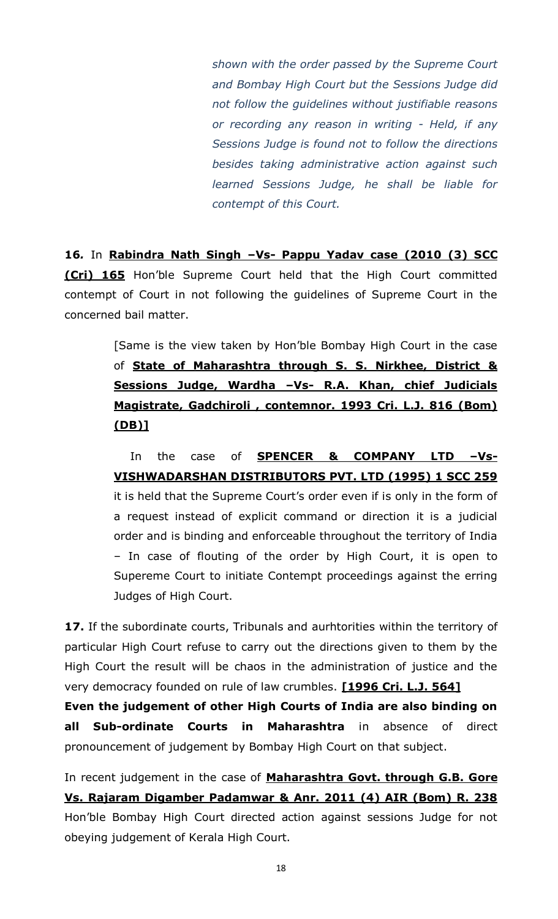*shown with the order passed by the Supreme Court and Bombay High Court but the Sessions Judge did not follow the guidelines without justifiable reasons or recording any reason in writing - Held, if any Sessions Judge is found not to follow the directions besides taking administrative action against such learned Sessions Judge, he shall be liable for contempt of this Court.*

**16.** In **Rabindra Nath Singh –Vs- Pappu Yadav case (2010 (3) SCC (Cri) 165** Hon'ble Supreme Court held that the High Court committed contempt of Court in not following the guidelines of Supreme Court in the concerned bail matter.

> [Same is the view taken by Hon'ble Bombay High Court in the case of **State of Maharashtra through S. S. Nirkhee, District & Sessions Judge, Wardha –Vs- R.A. Khan, chief Judicials Magistrate, Gadchiroli , contemnor. 1993 Cri. L.J. 816 (Bom) (DB)]**
>
> In the case of **SPENCER & COMPANY LTD –Vs- VISHWADARSHAN DISTRIBUTORS PVT. LTD (1995) 1 SCC 259** it is held that the Supreme Court's order even if is only in the form of a request instead of explicit command or direction it is a judicial order and is binding and enforceable throughout the territory of India – In case of flouting of the order by High Court, it is open to Supereme Court to initiate Contempt proceedings against the erring Judges of High Court.

**17.** If the subordinate courts, Tribunals and aurhtorities within the territory of particular High Court refuse to carry out the directions given to them by the High Court the result will be chaos in the administration of justice and the very democracy founded on rule of law crumbles. **[1996 Cri. L.J. 564]**

**Even the judgement of other High Courts of India are also binding on all Sub-ordinate Courts in Maharashtra** in absence of direct pronouncement of judgement by Bombay High Court on that subject.

In recent judgement in the case of **Maharashtra Govt. through G.B. Gore Vs. Rajaram Digamber Padamwar & Anr. 2011 (4) AIR (Bom) R. 238** Hon'ble Bombay High Court directed action against sessions Judge for not obeying judgement of Kerala High Court.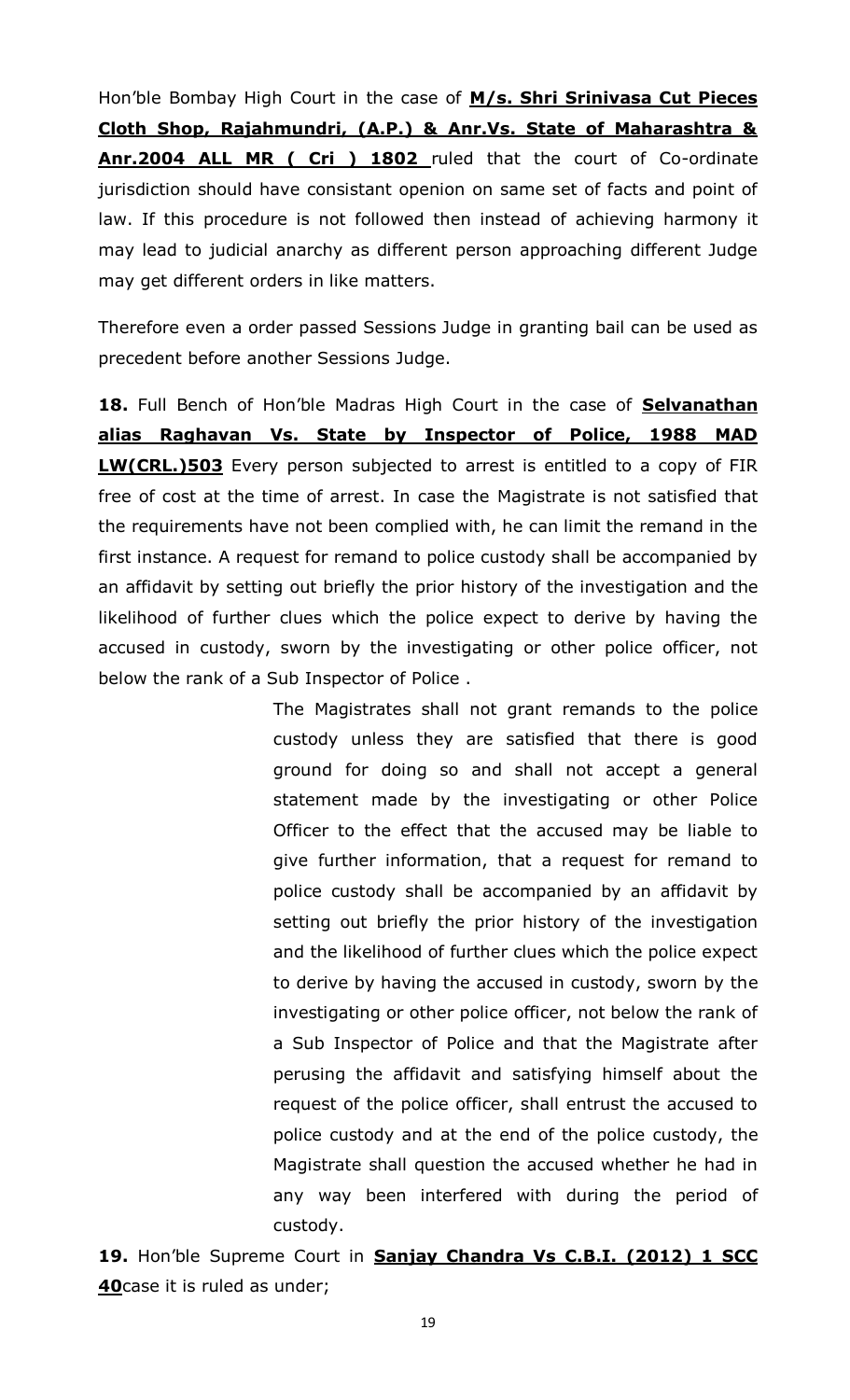Hon'ble Bombay High Court in the case of **M/s. Shri Srinivasa Cut Pieces Cloth Shop, Rajahmundri, (A.P.) & Anr.Vs. State of Maharashtra & Anr.2004 ALL MR ( Cri ) 1802** ruled that the court of Co-ordinate jurisdiction should have consistant openion on same set of facts and point of law. If this procedure is not followed then instead of achieving harmony it may lead to judicial anarchy as different person approaching different Judge may get different orders in like matters.

Therefore even a order passed Sessions Judge in granting bail can be used as precedent before another Sessions Judge.

**18.** Full Bench of Hon'ble Madras High Court in the case of **Selvanathan alias Raghavan Vs. State by Inspector of Police, 1988 MAD LW(CRL.)503** Every person subjected to arrest is entitled to a copy of FIR free of cost at the time of arrest. In case the Magistrate is not satisfied that the requirements have not been complied with, he can limit the remand in the first instance. A request for remand to police custody shall be accompanied by an affidavit by setting out briefly the prior history of the investigation and the likelihood of further clues which the police expect to derive by having the accused in custody, sworn by the investigating or other police officer, not below the rank of a Sub Inspector of Police .

> The Magistrates shall not grant remands to the police custody unless they are satisfied that there is good ground for doing so and shall not accept a general statement made by the investigating or other Police Officer to the effect that the accused may be liable to give further information, that a request for remand to police custody shall be accompanied by an affidavit by setting out briefly the prior history of the investigation and the likelihood of further clues which the police expect to derive by having the accused in custody, sworn by the investigating or other police officer, not below the rank of a Sub Inspector of Police and that the Magistrate after perusing the affidavit and satisfying himself about the request of the police officer, shall entrust the accused to police custody and at the end of the police custody, the Magistrate shall question the accused whether he had in any way been interfered with during the period of custody.

**19.** Hon'ble Supreme Court in **Sanjay Chandra Vs C.B.I. (2012) 1 SCC 40**case it is ruled as under;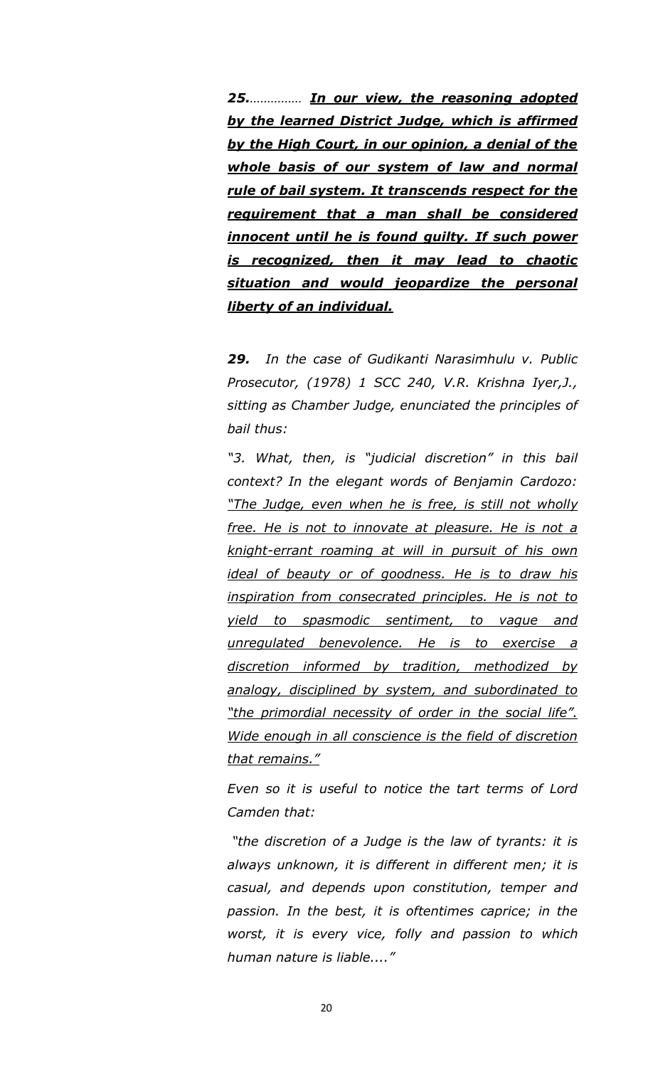***25.*** *……………* ***<u>In our view, the reasoning adopted by the learned District Judge, which is affirmed by the High Court, in our opinion, a denial of the whole basis of our system of law and normal rule of bail system. It transcends respect for the requirement that a man shall be considered innocent until he is found guilty. If such power is recognized, then it may lead to chaotic situation and would jeopardize the personal liberty of an individual.</u>***

***29.*** *In the case of Gudikanti Narasimhulu v. Public Prosecutor, (1978) 1 SCC 240, V.R. Krishna Iyer,J., sitting as Chamber Judge, enunciated the principles of bail thus:*

*"3. What, then, is "judicial discretion" in this bail context? In the elegant words of Benjamin Cardozo: <u>"The Judge, even when he is free, is still not wholly free. He is not to innovate at pleasure. He is not a knight-errant roaming at will in pursuit of his own ideal of beauty or of goodness. He is to draw his inspiration from consecrated principles. He is not to yield to spasmodic sentiment, to vague and unregulated benevolence. He is to exercise a discretion informed by tradition, methodized by analogy, disciplined by system, and subordinated to "the primordial necessity of order in the social life". Wide enough in all conscience is the field of discretion that remains."</u>*

*Even so it is useful to notice the tart terms of Lord Camden that:*

*"the discretion of a Judge is the law of tyrants: it is always unknown, it is different in different men; it is casual, and depends upon constitution, temper and passion. In the best, it is oftentimes caprice; in the worst, it is every vice, folly and passion to which human nature is liable...."*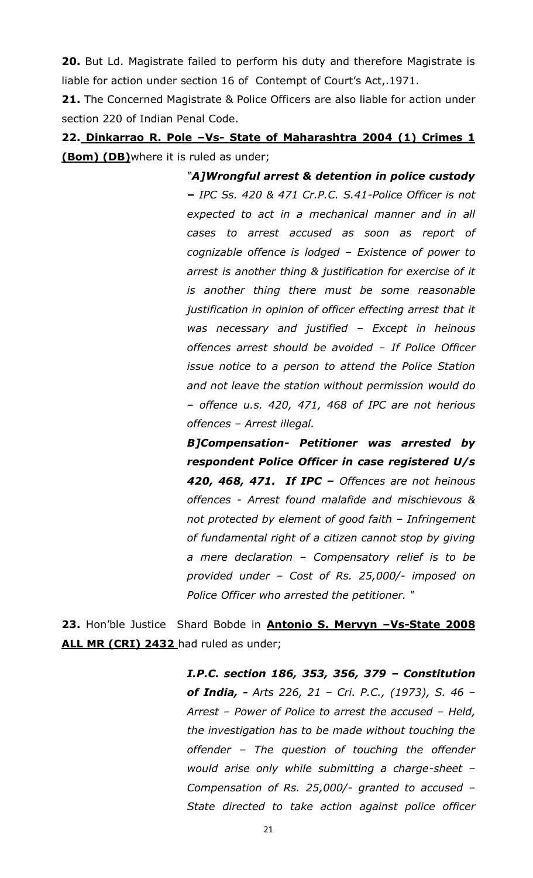**20.** But Ld. Magistrate failed to perform his duty and therefore Magistrate is liable for action under section 16 of Contempt of Court's Act,.1971.

**21.** The Concerned Magistrate & Police Officers are also liable for action under section 220 of Indian Penal Code.

**22. Dinkarrao R. Pole –Vs- State of Maharashtra 2004 (1) Crimes 1 (Bom) (DB)** where it is ruled as under;

> *"**A]Wrongful arrest & detention in police custody –** IPC Ss. 420 & 471 Cr.P.C. S.41-Police Officer is not expected to act in a mechanical manner and in all cases to arrest accused as soon as report of cognizable offence is lodged – Existence of power to arrest is another thing & justification for exercise of it is another thing there must be some reasonable justification in opinion of officer effecting arrest that it was necessary and justified – Except in heinous offences arrest should be avoided – If Police Officer issue notice to a person to attend the Police Station and not leave the station without permission would do – offence u.s. 420, 471, 468 of IPC are not herious offences – Arrest illegal.*
>
> ***B]Compensation- Petitioner was arrested by respondent Police Officer in case registered U/s 420, 468, 471. If IPC –** Offences are not heinous offences - Arrest found malafide and mischievous & not protected by element of good faith – Infringement of fundamental right of a citizen cannot stop by giving a mere declaration – Compensatory relief is to be provided under – Cost of Rs. 25,000/- imposed on Police Officer who arrested the petitioner. "*

**23.** Hon'ble Justice Shard Bobde in **Antonio S. Mervyn –Vs-State 2008 ALL MR (CRI) 2432** had ruled as under;

> ***I.P.C. section 186, 353, 356, 379 – Constitution of India, -** Arts 226, 21 – Cri. P.C., (1973), S. 46 – Arrest – Power of Police to arrest the accused – Held, the investigation has to be made without touching the offender – The question of touching the offender would arise only while submitting a charge-sheet – Compensation of Rs. 25,000/- granted to accused – State directed to take action against police officer*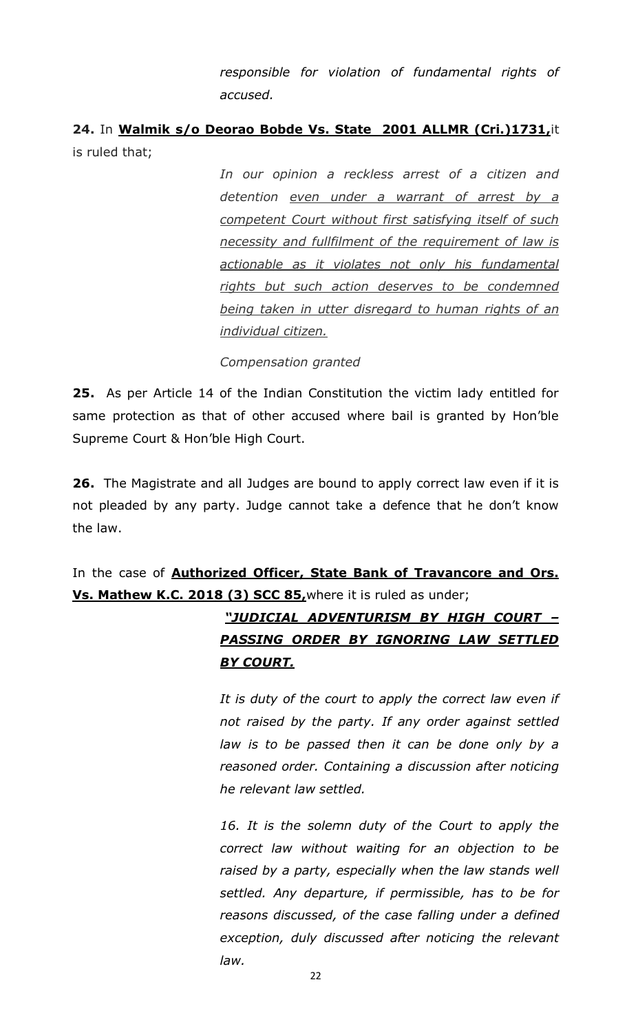*responsible for violation of fundamental rights of accused.*

**24.** In **<u>Walmik s/o Deorao Bobde Vs. State 2001 ALLMR (Cri.)1731,</u>** it is ruled that;

> *In our opinion a reckless arrest of a citizen and detention <u>even under a warrant of arrest by a competent Court without first satisfying itself of such necessity and fullfilment of the requirement of law is actionable as it violates not only his fundamental rights but such action deserves to be condemned being taken in utter disregard to human rights of an individual citizen.</u>*
>
> *Compensation granted*

**25.** As per Article 14 of the Indian Constitution the victim lady entitled for same protection as that of other accused where bail is granted by Hon'ble Supreme Court & Hon'ble High Court.

**26.** The Magistrate and all Judges are bound to apply correct law even if it is not pleaded by any party. Judge cannot take a defence that he don't know the law.

In the case of **<u>Authorized Officer, State Bank of Travancore and Ors. Vs. Mathew K.C. 2018 (3) SCC 85,</u>** where it is ruled as under;

> ***<u>"JUDICIAL ADVENTURISM BY HIGH COURT – PASSING ORDER BY IGNORING LAW SETTLED BY COURT.</u>***
>
> *It is duty of the court to apply the correct law even if not raised by the party. If any order against settled law is to be passed then it can be done only by a reasoned order. Containing a discussion after noticing he relevant law settled.*
>
> *16. It is the solemn duty of the Court to apply the correct law without waiting for an objection to be raised by a party, especially when the law stands well settled. Any departure, if permissible, has to be for reasons discussed, of the case falling under a defined exception, duly discussed after noticing the relevant law.*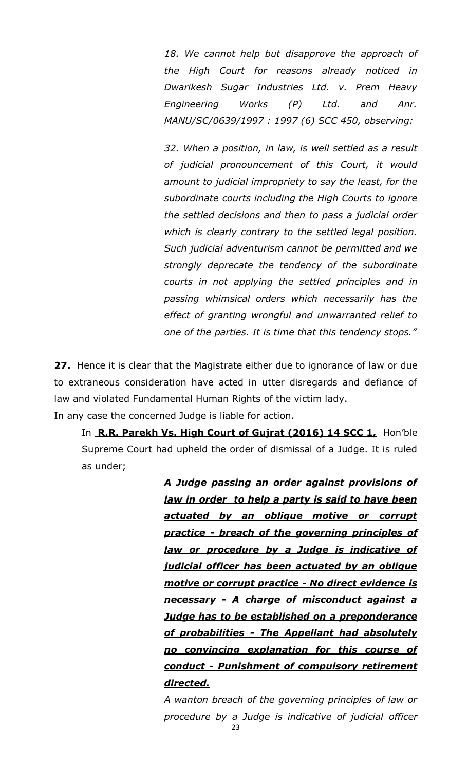*18. We cannot help but disapprove the approach of the High Court for reasons already noticed in Dwarikesh Sugar Industries Ltd. v. Prem Heavy Engineering Works (P) Ltd. and Anr. MANU/SC/0639/1997 : 1997 (6) SCC 450, observing:*

*32. When a position, in law, is well settled as a result of judicial pronouncement of this Court, it would amount to judicial impropriety to say the least, for the subordinate courts including the High Courts to ignore the settled decisions and then to pass a judicial order which is clearly contrary to the settled legal position. Such judicial adventurism cannot be permitted and we strongly deprecate the tendency of the subordinate courts in not applying the settled principles and in passing whimsical orders which necessarily has the effect of granting wrongful and unwarranted relief to one of the parties. It is time that this tendency stops."*

**27.** Hence it is clear that the Magistrate either due to ignorance of law or due to extraneous consideration have acted in utter disregards and defiance of law and violated Fundamental Human Rights of the victim lady.

In any case the concerned Judge is liable for action.

In **R.R. Parekh Vs. High Court of Gujrat (2016) 14 SCC 1,** Hon'ble Supreme Court had upheld the order of dismissal of a Judge. It is ruled as under;

> ***A Judge passing an order against provisions of law in order to help a party is said to have been actuated by an oblique motive or corrupt practice - breach of the governing principles of law or procedure by a Judge is indicative of judicial officer has been actuated by an oblique motive or corrupt practice - No direct evidence is necessary - A charge of misconduct against a Judge has to be established on a preponderance of probabilities - The Appellant had absolutely no convincing explanation for this course of conduct - Punishment of compulsory retirement directed.***
>
> *A wanton breach of the governing principles of law or procedure by a Judge is indicative of judicial officer*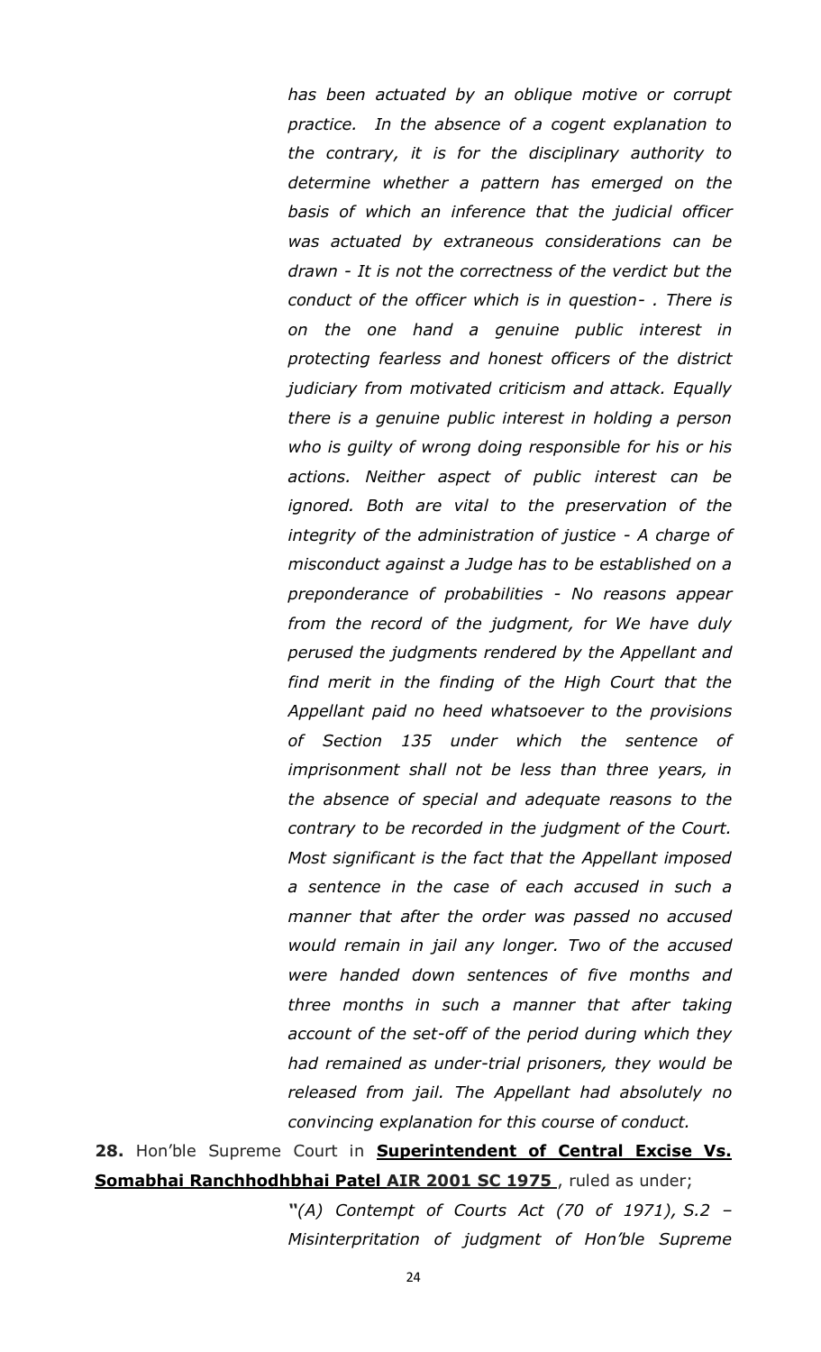*has been actuated by an oblique motive or corrupt practice. In the absence of a cogent explanation to the contrary, it is for the disciplinary authority to determine whether a pattern has emerged on the basis of which an inference that the judicial officer was actuated by extraneous considerations can be drawn - It is not the correctness of the verdict but the conduct of the officer which is in question- . There is on the one hand a genuine public interest in protecting fearless and honest officers of the district judiciary from motivated criticism and attack. Equally there is a genuine public interest in holding a person who is guilty of wrong doing responsible for his or his actions. Neither aspect of public interest can be ignored. Both are vital to the preservation of the integrity of the administration of justice - A charge of misconduct against a Judge has to be established on a preponderance of probabilities - No reasons appear from the record of the judgment, for We have duly perused the judgments rendered by the Appellant and find merit in the finding of the High Court that the Appellant paid no heed whatsoever to the provisions of Section 135 under which the sentence of imprisonment shall not be less than three years, in the absence of special and adequate reasons to the contrary to be recorded in the judgment of the Court. Most significant is the fact that the Appellant imposed a sentence in the case of each accused in such a manner that after the order was passed no accused would remain in jail any longer. Two of the accused were handed down sentences of five months and three months in such a manner that after taking account of the set-off of the period during which they had remained as under-trial prisoners, they would be released from jail. The Appellant had absolutely no convincing explanation for this course of conduct.*

**28.** Hon'ble Supreme Court in **Superintendent of Central Excise Vs. Somabhai Ranchhodhbhai Patel AIR 2001 SC 1975** , ruled as under;

*"(A) Contempt of Courts Act (70 of 1971), S.2 – Misinterpritation of judgment of Hon'ble Supreme*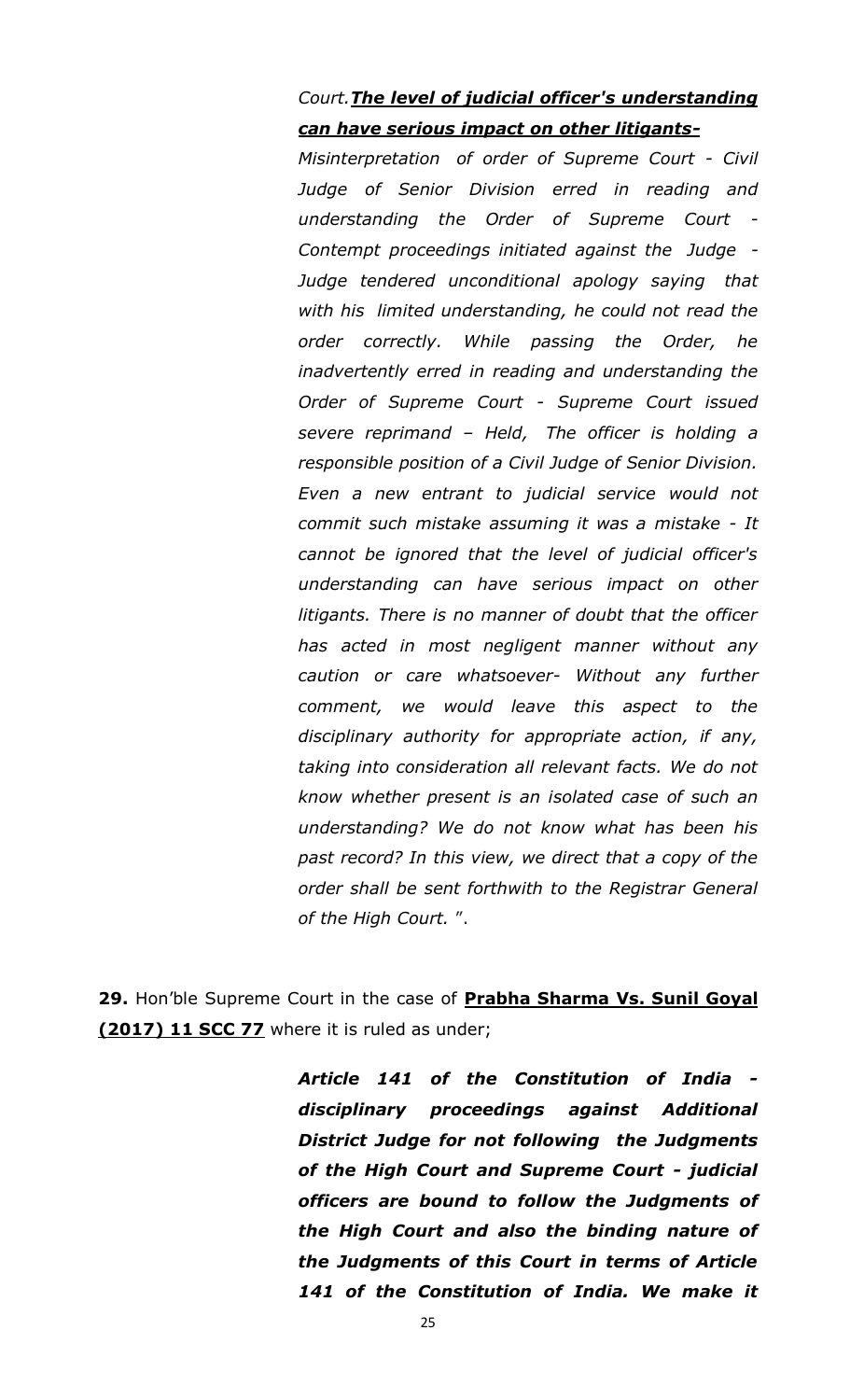*Court.**<u>The level of judicial officer's understanding can have serious impact on other litigants-</u>***

*Misinterpretation of order of Supreme Court - Civil Judge of Senior Division erred in reading and understanding the Order of Supreme Court - Contempt proceedings initiated against the Judge - Judge tendered unconditional apology saying that with his limited understanding, he could not read the order correctly. While passing the Order, he inadvertently erred in reading and understanding the Order of Supreme Court - Supreme Court issued severe reprimand – Held, The officer is holding a responsible position of a Civil Judge of Senior Division. Even a new entrant to judicial service would not commit such mistake assuming it was a mistake - It cannot be ignored that the level of judicial officer's understanding can have serious impact on other litigants. There is no manner of doubt that the officer has acted in most negligent manner without any caution or care whatsoever- Without any further comment, we would leave this aspect to the disciplinary authority for appropriate action, if any, taking into consideration all relevant facts. We do not know whether present is an isolated case of such an understanding? We do not know what has been his past record? In this view, we direct that a copy of the order shall be sent forthwith to the Registrar General of the High Court. "*.

**29.** Hon'ble Supreme Court in the case of **<u>Prabha Sharma Vs. Sunil Goyal (2017) 11 SCC 77</u>** where it is ruled as under;

> ***Article 141 of the Constitution of India - disciplinary proceedings against Additional District Judge for not following the Judgments of the High Court and Supreme Court - judicial officers are bound to follow the Judgments of the High Court and also the binding nature of the Judgments of this Court in terms of Article 141 of the Constitution of India. We make it***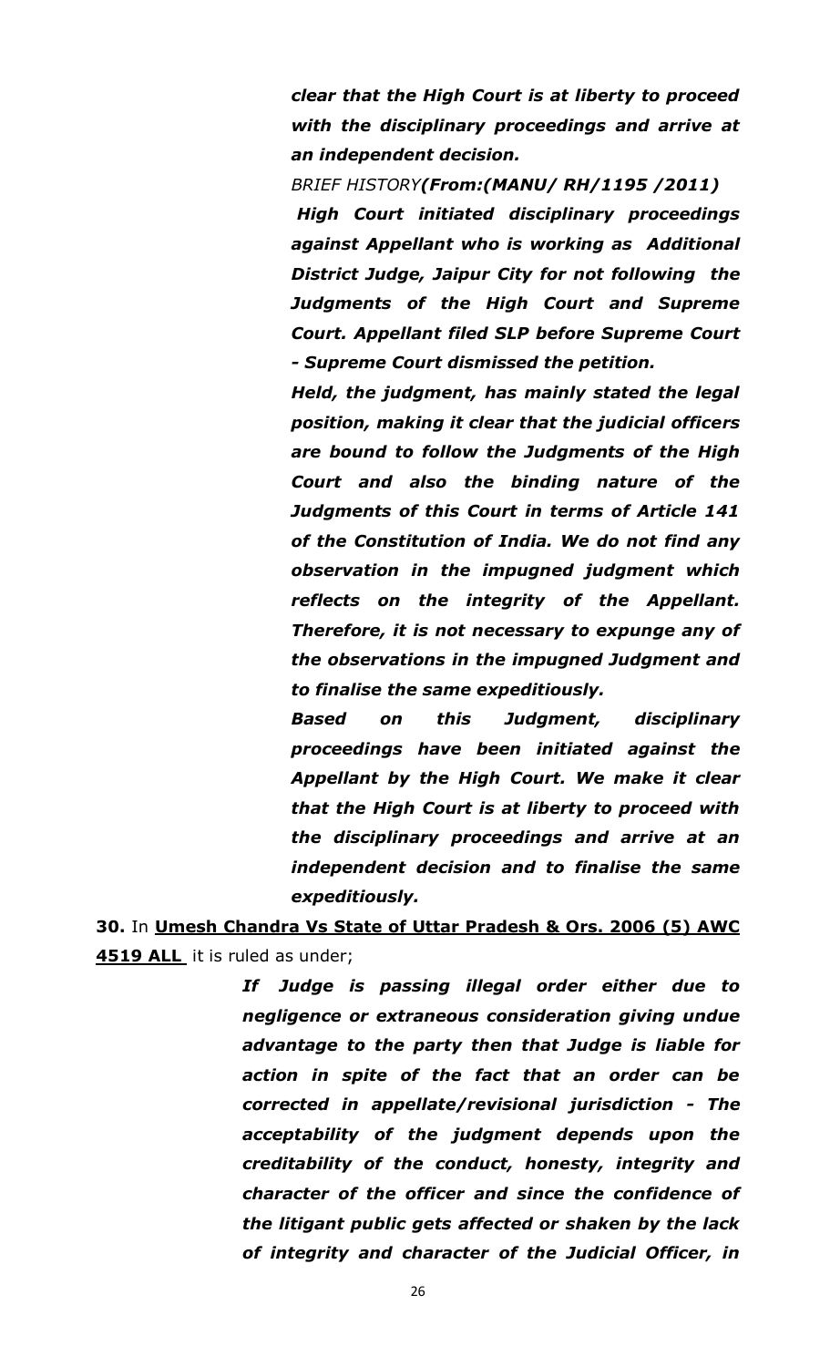> ***clear that the High Court is at liberty to proceed with the disciplinary proceedings and arrive at an independent decision.***
>
> *BRIEF HISTORY**(From:(MANU/ RH/1195 /2011)***
>
> ***High Court initiated disciplinary proceedings against Appellant who is working as Additional District Judge, Jaipur City for not following the Judgments of the High Court and Supreme Court. Appellant filed SLP before Supreme Court - Supreme Court dismissed the petition.***
>
> ***Held, the judgment, has mainly stated the legal position, making it clear that the judicial officers are bound to follow the Judgments of the High Court and also the binding nature of the Judgments of this Court in terms of Article 141 of the Constitution of India. We do not find any observation in the impugned judgment which reflects on the integrity of the Appellant. Therefore, it is not necessary to expunge any of the observations in the impugned Judgment and to finalise the same expeditiously.***
>
> ***Based on this Judgment, disciplinary proceedings have been initiated against the Appellant by the High Court. We make it clear that the High Court is at liberty to proceed with the disciplinary proceedings and arrive at an independent decision and to finalise the same expeditiously.***

**30.** In **Umesh Chandra Vs State of Uttar Pradesh & Ors. 2006 (5) AWC 4519 ALL** it is ruled as under;

> ***If Judge is passing illegal order either due to negligence or extraneous consideration giving undue advantage to the party then that Judge is liable for action in spite of the fact that an order can be corrected in appellate/revisional jurisdiction - The acceptability of the judgment depends upon the creditability of the conduct, honesty, integrity and character of the officer and since the confidence of the litigant public gets affected or shaken by the lack of integrity and character of the Judicial Officer, in***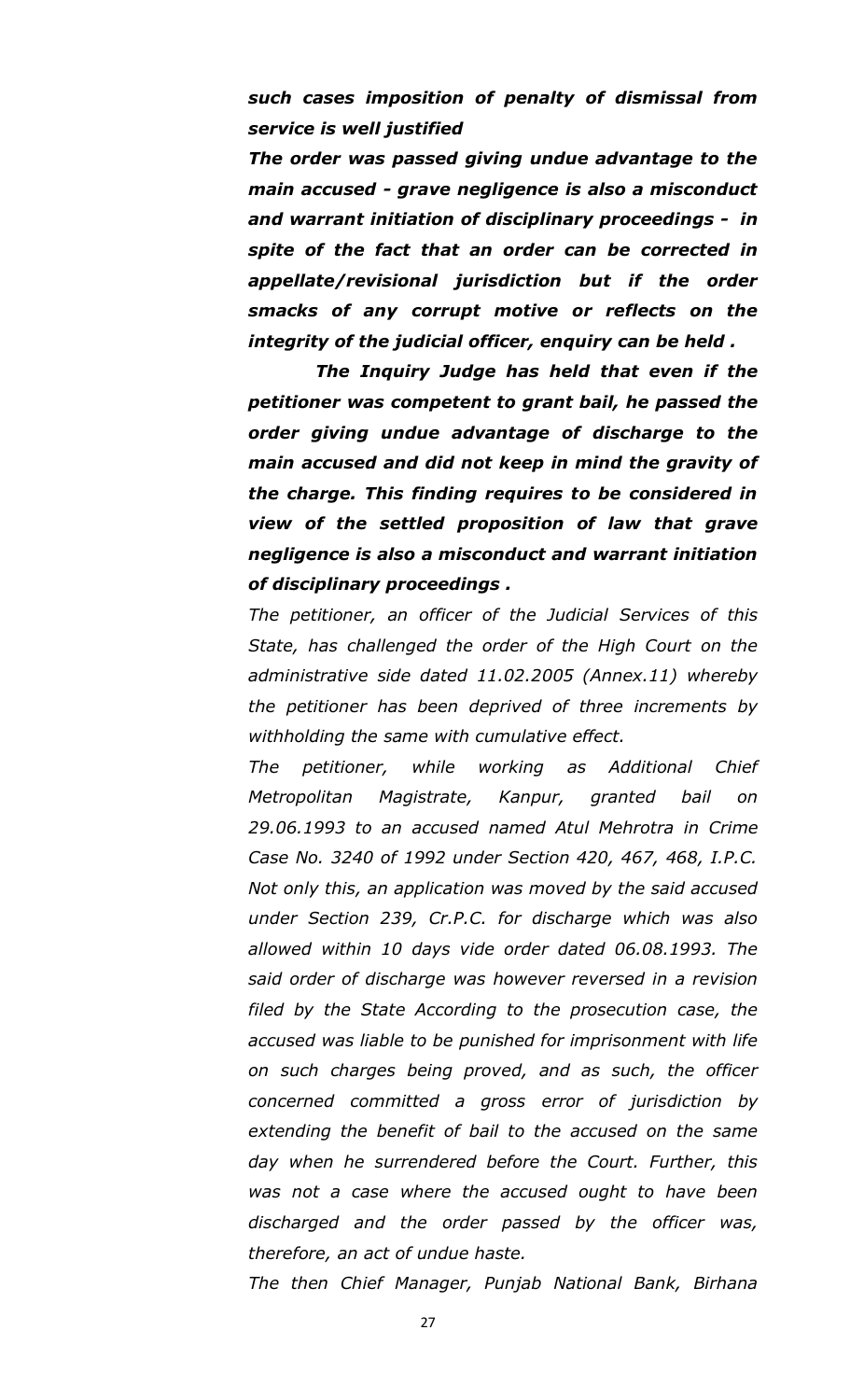***such cases imposition of penalty of dismissal from service is well justified***

***The order was passed giving undue advantage to the main accused - grave negligence is also a misconduct and warrant initiation of disciplinary proceedings - in spite of the fact that an order can be corrected in appellate/revisional jurisdiction but if the order smacks of any corrupt motive or reflects on the integrity of the judicial officer, enquiry can be held .***

***The Inquiry Judge has held that even if the petitioner was competent to grant bail, he passed the order giving undue advantage of discharge to the main accused and did not keep in mind the gravity of the charge. This finding requires to be considered in view of the settled proposition of law that grave negligence is also a misconduct and warrant initiation of disciplinary proceedings .***

*The petitioner, an officer of the Judicial Services of this State, has challenged the order of the High Court on the administrative side dated 11.02.2005 (Annex.11) whereby the petitioner has been deprived of three increments by withholding the same with cumulative effect.*

*The petitioner, while working as Additional Chief Metropolitan Magistrate, Kanpur, granted bail on 29.06.1993 to an accused named Atul Mehrotra in Crime Case No. 3240 of 1992 under Section 420, 467, 468, I.P.C. Not only this, an application was moved by the said accused under Section 239, Cr.P.C. for discharge which was also allowed within 10 days vide order dated 06.08.1993. The said order of discharge was however reversed in a revision filed by the State According to the prosecution case, the accused was liable to be punished for imprisonment with life on such charges being proved, and as such, the officer concerned committed a gross error of jurisdiction by extending the benefit of bail to the accused on the same day when he surrendered before the Court. Further, this was not a case where the accused ought to have been discharged and the order passed by the officer was, therefore, an act of undue haste.*

*The then Chief Manager, Punjab National Bank, Birhana*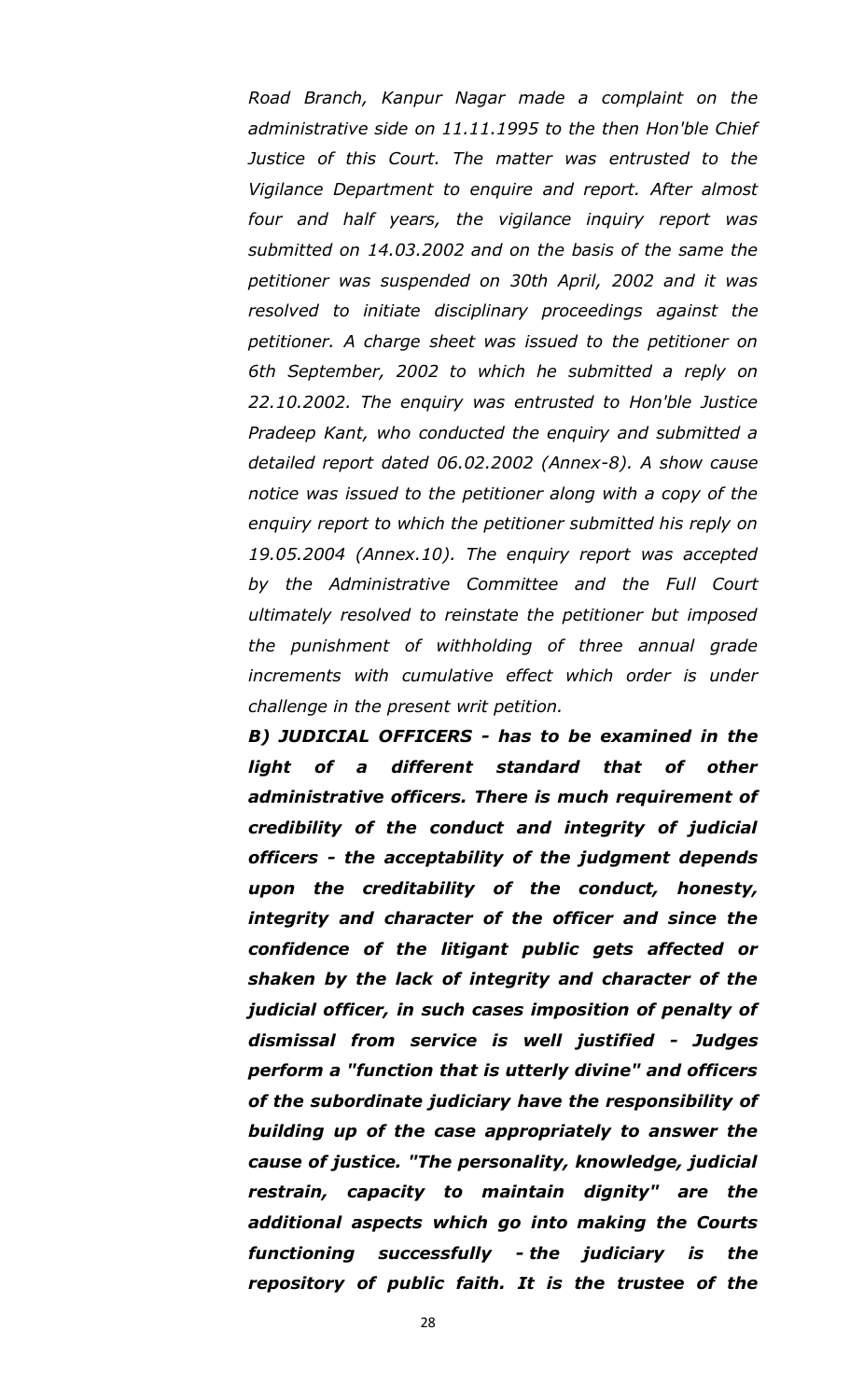*Road Branch, Kanpur Nagar made a complaint on the administrative side on 11.11.1995 to the then Hon'ble Chief Justice of this Court. The matter was entrusted to the Vigilance Department to enquire and report. After almost four and half years, the vigilance inquiry report was submitted on 14.03.2002 and on the basis of the same the petitioner was suspended on 30th April, 2002 and it was resolved to initiate disciplinary proceedings against the petitioner. A charge sheet was issued to the petitioner on 6th September, 2002 to which he submitted a reply on 22.10.2002. The enquiry was entrusted to Hon'ble Justice Pradeep Kant, who conducted the enquiry and submitted a detailed report dated 06.02.2002 (Annex-8). A show cause notice was issued to the petitioner along with a copy of the enquiry report to which the petitioner submitted his reply on 19.05.2004 (Annex.10). The enquiry report was accepted by the Administrative Committee and the Full Court ultimately resolved to reinstate the petitioner but imposed the punishment of withholding of three annual grade increments with cumulative effect which order is under challenge in the present writ petition.*

***B) JUDICIAL OFFICERS - has to be examined in the light of a different standard that of other administrative officers. There is much requirement of credibility of the conduct and integrity of judicial officers - the acceptability of the judgment depends upon the creditability of the conduct, honesty, integrity and character of the officer and since the confidence of the litigant public gets affected or shaken by the lack of integrity and character of the judicial officer, in such cases imposition of penalty of dismissal from service is well justified - Judges perform a "function that is utterly divine" and officers of the subordinate judiciary have the responsibility of building up of the case appropriately to answer the cause of justice. "The personality, knowledge, judicial restrain, capacity to maintain dignity" are the additional aspects which go into making the Courts functioning successfully - the judiciary is the repository of public faith. It is the trustee of the***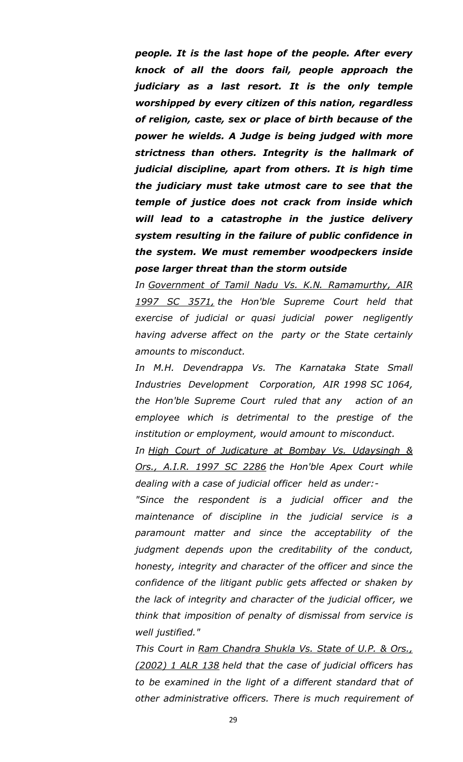***people. It is the last hope of the people. After every knock of all the doors fail, people approach the judiciary as a last resort. It is the only temple worshipped by every citizen of this nation, regardless of religion, caste, sex or place of birth because of the power he wields. A Judge is being judged with more strictness than others. Integrity is the hallmark of judicial discipline, apart from others. It is high time the judiciary must take utmost care to see that the temple of justice does not crack from inside which will lead to a catastrophe in the justice delivery system resulting in the failure of public confidence in the system. We must remember woodpeckers inside pose larger threat than the storm outside***

*In Government of Tamil Nadu Vs. K.N. Ramamurthy, AIR 1997 SC 3571, the Hon'ble Supreme Court held that exercise of judicial or quasi judicial power negligently having adverse affect on the party or the State certainly amounts to misconduct.*

*In M.H. Devendrappa Vs. The Karnataka State Small Industries Development Corporation, AIR 1998 SC 1064, the Hon'ble Supreme Court ruled that any action of an employee which is detrimental to the prestige of the institution or employment, would amount to misconduct.*

*In High Court of Judicature at Bombay Vs. Udaysingh & Ors., A.I.R. 1997 SC 2286 the Hon'ble Apex Court while dealing with a case of judicial officer held as under:-*

*"Since the respondent is a judicial officer and the maintenance of discipline in the judicial service is a paramount matter and since the acceptability of the judgment depends upon the creditability of the conduct, honesty, integrity and character of the officer and since the confidence of the litigant public gets affected or shaken by the lack of integrity and character of the judicial officer, we think that imposition of penalty of dismissal from service is well justified."*

*This Court in Ram Chandra Shukla Vs. State of U.P. & Ors., (2002) 1 ALR 138 held that the case of judicial officers has to be examined in the light of a different standard that of other administrative officers. There is much requirement of*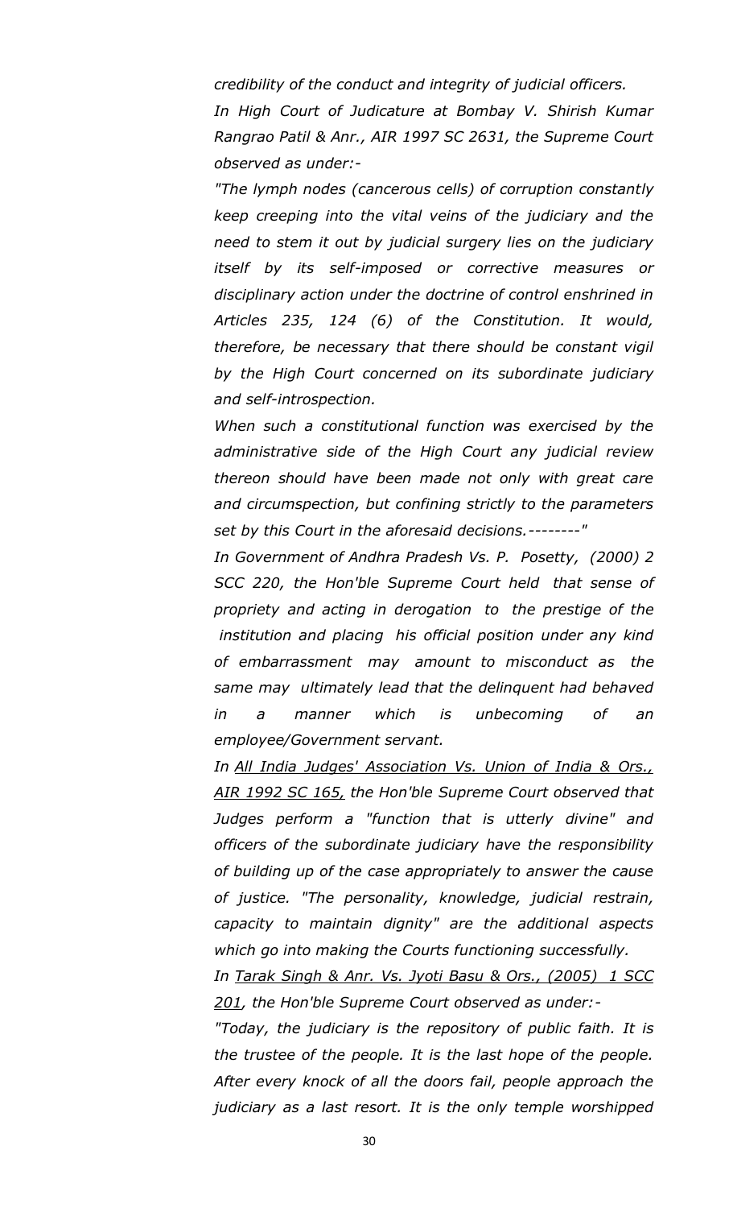*credibility of the conduct and integrity of judicial officers.*

*In High Court of Judicature at Bombay V. Shirish Kumar Rangrao Patil & Anr., AIR 1997 SC 2631, the Supreme Court observed as under:-*

*"The lymph nodes (cancerous cells) of corruption constantly keep creeping into the vital veins of the judiciary and the need to stem it out by judicial surgery lies on the judiciary itself by its self-imposed or corrective measures or disciplinary action under the doctrine of control enshrined in Articles 235, 124 (6) of the Constitution. It would, therefore, be necessary that there should be constant vigil by the High Court concerned on its subordinate judiciary and self-introspection.*

*When such a constitutional function was exercised by the administrative side of the High Court any judicial review thereon should have been made not only with great care and circumspection, but confining strictly to the parameters set by this Court in the aforesaid decisions.--------"*

*In Government of Andhra Pradesh Vs. P. Posetty, (2000) 2 SCC 220, the Hon'ble Supreme Court held that sense of propriety and acting in derogation to the prestige of the institution and placing his official position under any kind of embarrassment may amount to misconduct as the same may ultimately lead that the delinquent had behaved in a manner which is unbecoming of an employee/Government servant.*

*In <u>All India Judges' Association Vs. Union of India & Ors., AIR 1992 SC 165,</u> the Hon'ble Supreme Court observed that Judges perform a "function that is utterly divine" and officers of the subordinate judiciary have the responsibility of building up of the case appropriately to answer the cause of justice. "The personality, knowledge, judicial restrain, capacity to maintain dignity" are the additional aspects which go into making the Courts functioning successfully.*

*In <u>Tarak Singh & Anr. Vs. Jyoti Basu & Ors., (2005) 1 SCC 201</u>, the Hon'ble Supreme Court observed as under:-*

*"Today, the judiciary is the repository of public faith. It is the trustee of the people. It is the last hope of the people. After every knock of all the doors fail, people approach the judiciary as a last resort. It is the only temple worshipped*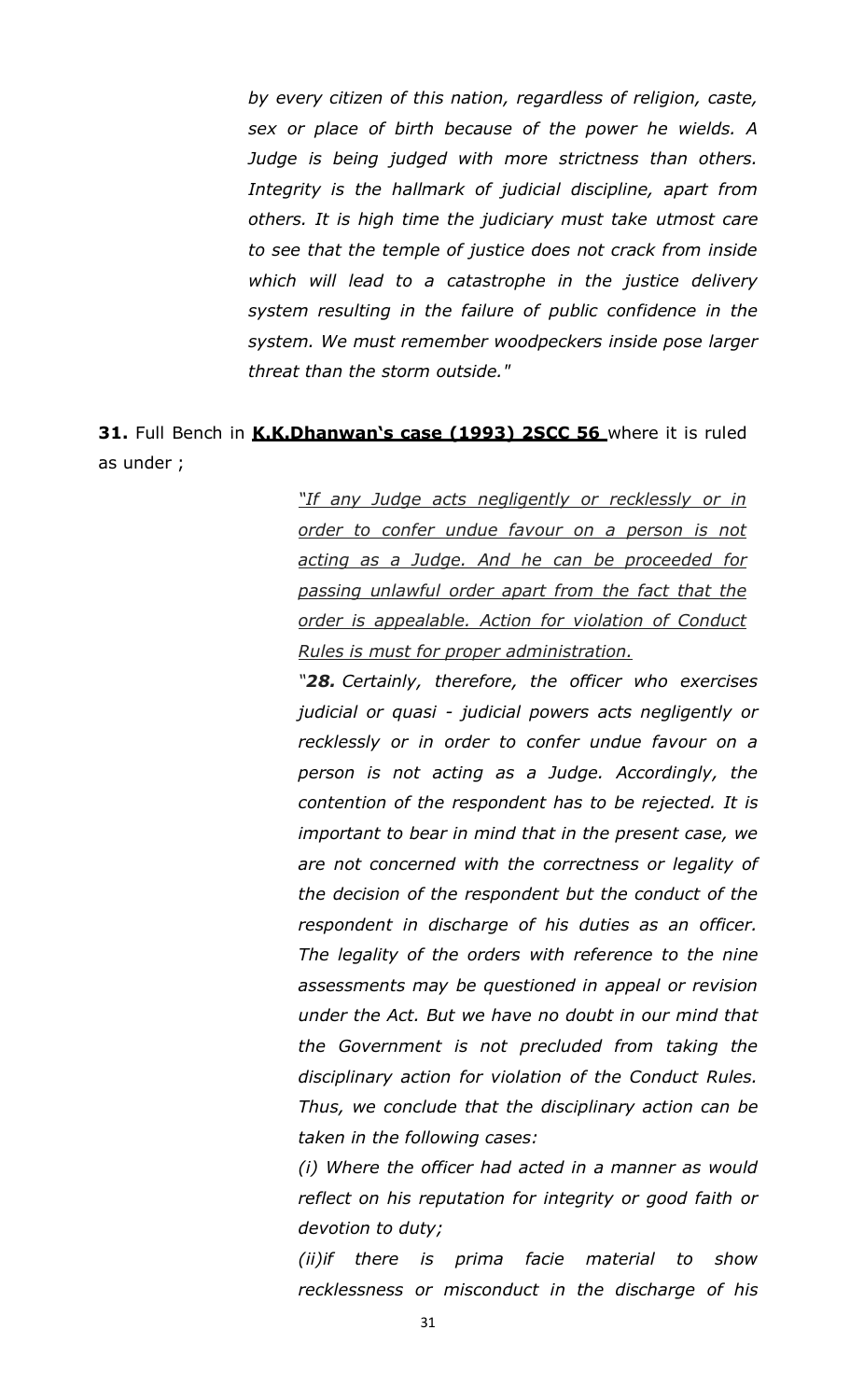> *by every citizen of this nation, regardless of religion, caste, sex or place of birth because of the power he wields. A Judge is being judged with more strictness than others. Integrity is the hallmark of judicial discipline, apart from others. It is high time the judiciary must take utmost care to see that the temple of justice does not crack from inside which will lead to a catastrophe in the justice delivery system resulting in the failure of public confidence in the system. We must remember woodpeckers inside pose larger threat than the storm outside."*

**31.** Full Bench in **K.K.Dhanwan's case (1993) 2SCC 56** where it is ruled as under ;

> *"If any Judge acts negligently or recklessly or in order to confer undue favour on a person is not acting as a Judge. And he can be proceeded for passing unlawful order apart from the fact that the order is appealable. Action for violation of Conduct Rules is must for proper administration.*
>
> *"**28.** Certainly, therefore, the officer who exercises judicial or quasi - judicial powers acts negligently or recklessly or in order to confer undue favour on a person is not acting as a Judge. Accordingly, the contention of the respondent has to be rejected. It is important to bear in mind that in the present case, we are not concerned with the correctness or legality of the decision of the respondent but the conduct of the respondent in discharge of his duties as an officer. The legality of the orders with reference to the nine assessments may be questioned in appeal or revision under the Act. But we have no doubt in our mind that the Government is not precluded from taking the disciplinary action for violation of the Conduct Rules. Thus, we conclude that the disciplinary action can be taken in the following cases:*
>
> *(i) Where the officer had acted in a manner as would reflect on his reputation for integrity or good faith or devotion to duty;*
>
> *(ii)if there is prima facie material to show recklessness or misconduct in the discharge of his*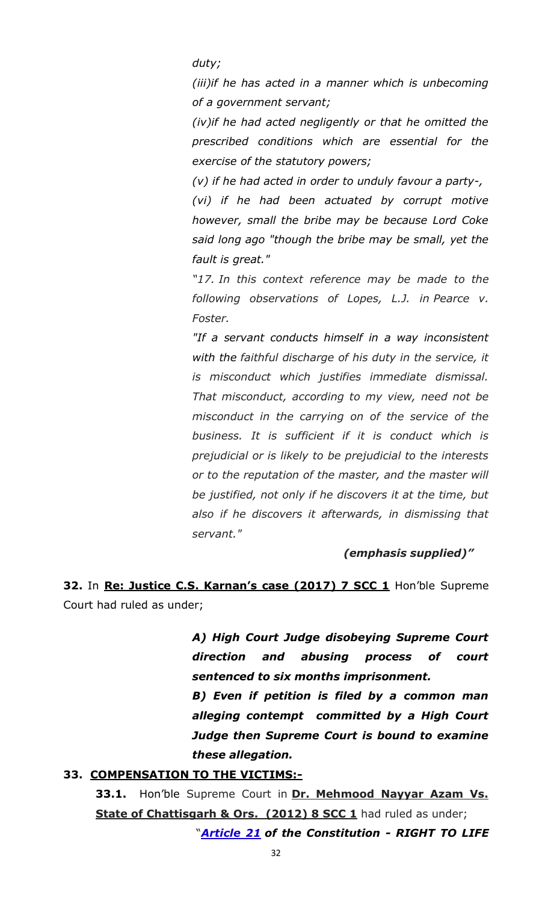*duty;*

*(iii)if he has acted in a manner which is unbecoming of a government servant;*

*(iv)if he had acted negligently or that he omitted the prescribed conditions which are essential for the exercise of the statutory powers;*

*(v) if he had acted in order to unduly favour a party-,*

*(vi) if he had been actuated by corrupt motive however, small the bribe may be because Lord Coke said long ago "though the bribe may be small, yet the fault is great."*

*"17. In this context reference may be made to the following observations of Lopes, L.J. in Pearce v. Foster.*

*"If a servant conducts himself in a way inconsistent with the faithful discharge of his duty in the service, it is misconduct which justifies immediate dismissal. That misconduct, according to my view, need not be misconduct in the carrying on of the service of the business. It is sufficient if it is conduct which is prejudicial or is likely to be prejudicial to the interests or to the reputation of the master, and the master will be justified, not only if he discovers it at the time, but also if he discovers it afterwards, in dismissing that servant."*

***(emphasis supplied)"***

**32.** In **Re: Justice C.S. Karnan's case (2017) 7 SCC 1** Hon'ble Supreme Court had ruled as under;

> ***A) High Court Judge disobeying Supreme Court direction and abusing process of court sentenced to six months imprisonment.***
>
> ***B) Even if petition is filed by a common man alleging contempt committed by a High Court Judge then Supreme Court is bound to examine these allegation.***

**33. COMPENSATION TO THE VICTIMS:-**

**33.1.** Hon'ble Supreme Court in **Dr. Mehmood Nayyar Azam Vs. State of Chattisgarh & Ors. (2012) 8 SCC 1** had ruled as under;

"***Article 21** of the Constitution - RIGHT TO LIFE*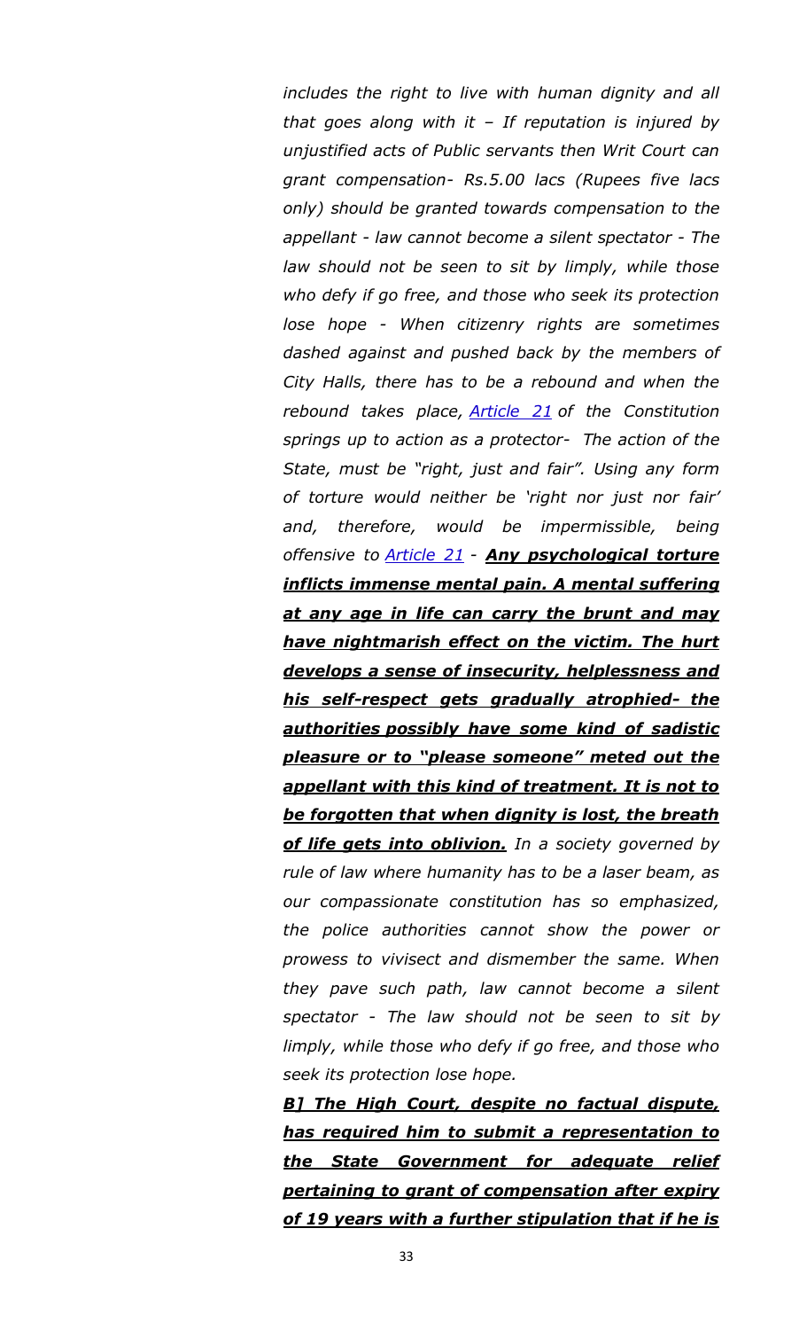*includes the right to live with human dignity and all that goes along with it – If reputation is injured by unjustified acts of Public servants then Writ Court can grant compensation- Rs.5.00 lacs (Rupees five lacs only) should be granted towards compensation to the appellant - law cannot become a silent spectator - The law should not be seen to sit by limply, while those who defy if go free, and those who seek its protection lose hope - When citizenry rights are sometimes dashed against and pushed back by the members of City Halls, there has to be a rebound and when the rebound takes place, Article 21 of the Constitution springs up to action as a protector- The action of the State, must be "right, just and fair". Using any form of torture would neither be 'right nor just nor fair' and, therefore, would be impermissible, being offensive to Article 21 -* ***<u>Any psychological torture inflicts immense mental pain. A mental suffering at any age in life can carry the brunt and may have nightmarish effect on the victim. The hurt develops a sense of insecurity, helplessness and his self-respect gets gradually atrophied- the authorities possibly have some kind of sadistic pleasure or to "please someone" meted out the appellant with this kind of treatment. It is not to be forgotten that when dignity is lost, the breath of life gets into oblivion.</u>*** *In a society governed by rule of law where humanity has to be a laser beam, as our compassionate constitution has so emphasized, the police authorities cannot show the power or prowess to vivisect and dismember the same. When they pave such path, law cannot become a silent spectator - The law should not be seen to sit by limply, while those who defy if go free, and those who seek its protection lose hope.*

***<u>B] The High Court, despite no factual dispute, has required him to submit a representation to the State Government for adequate relief pertaining to grant of compensation after expiry of 19 years with a further stipulation that if he is</u>***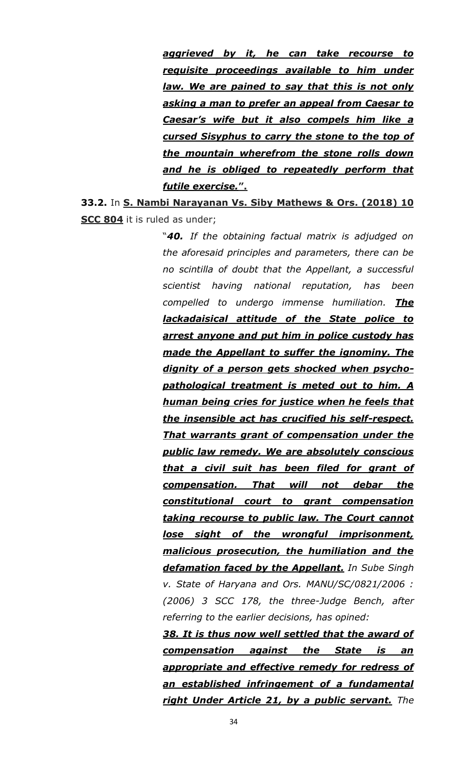> ***aggrieved by it, he can take recourse to requisite proceedings available to him under law. We are pained to say that this is not only asking a man to prefer an appeal from Caesar to Caesar's wife but it also compels him like a cursed Sisyphus to carry the stone to the top of the mountain wherefrom the stone rolls down and he is obliged to repeatedly perform that futile exercise.".***

**33.2.** In **S. Nambi Narayanan Vs. Siby Mathews & Ors. (2018) 10 SCC 804** it is ruled as under;

> "***40.*** *If the obtaining factual matrix is adjudged on the aforesaid principles and parameters, there can be no scintilla of doubt that the Appellant, a successful scientist having national reputation, has been compelled to undergo immense humiliation.* ***The lackadaisical attitude of the State police to arrest anyone and put him in police custody has made the Appellant to suffer the ignominy. The dignity of a person gets shocked when psycho-pathological treatment is meted out to him. A human being cries for justice when he feels that the insensible act has crucified his self-respect. That warrants grant of compensation under the public law remedy. We are absolutely conscious that a civil suit has been filed for grant of compensation. That will not debar the constitutional court to grant compensation taking recourse to public law. The Court cannot lose sight of the wrongful imprisonment, malicious prosecution, the humiliation and the defamation faced by the Appellant.*** *In Sube Singh v. State of Haryana and Ors. MANU/SC/0821/2006 : (2006) 3 SCC 178, the three-Judge Bench, after referring to the earlier decisions, has opined:*
>
> ***38. It is thus now well settled that the award of compensation against the State is an appropriate and effective remedy for redress of an established infringement of a fundamental right Under Article 21, by a public servant.*** *The*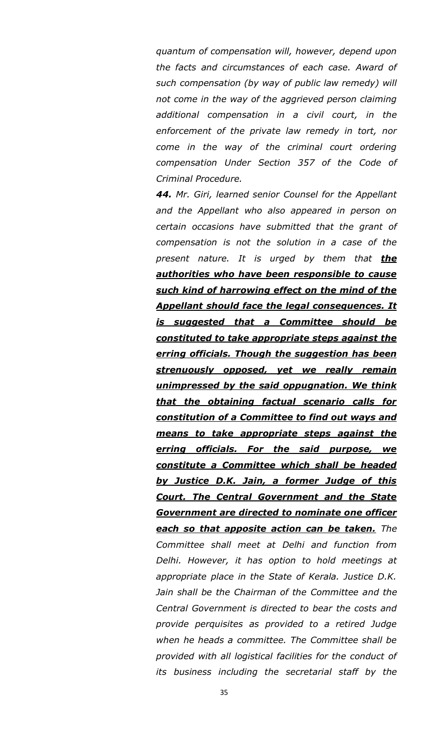*quantum of compensation will, however, depend upon the facts and circumstances of each case. Award of such compensation (by way of public law remedy) will not come in the way of the aggrieved person claiming additional compensation in a civil court, in the enforcement of the private law remedy in tort, nor come in the way of the criminal court ordering compensation Under Section 357 of the Code of Criminal Procedure.*

***44.*** *Mr. Giri, learned senior Counsel for the Appellant and the Appellant who also appeared in person on certain occasions have submitted that the grant of compensation is not the solution in a case of the present nature. It is urged by them that* ***<u>the authorities who have been responsible to cause such kind of harrowing effect on the mind of the Appellant should face the legal consequences. It is suggested that a Committee should be constituted to take appropriate steps against the erring officials. Though the suggestion has been strenuously opposed, yet we really remain unimpressed by the said oppugnation. We think that the obtaining factual scenario calls for constitution of a Committee to find out ways and means to take appropriate steps against the erring officials. For the said purpose, we constitute a Committee which shall be headed by Justice D.K. Jain, a former Judge of this Court. The Central Government and the State Government are directed to nominate one officer each so that apposite action can be taken.</u>*** *The Committee shall meet at Delhi and function from Delhi. However, it has option to hold meetings at appropriate place in the State of Kerala. Justice D.K. Jain shall be the Chairman of the Committee and the Central Government is directed to bear the costs and provide perquisites as provided to a retired Judge when he heads a committee. The Committee shall be provided with all logistical facilities for the conduct of its business including the secretarial staff by the*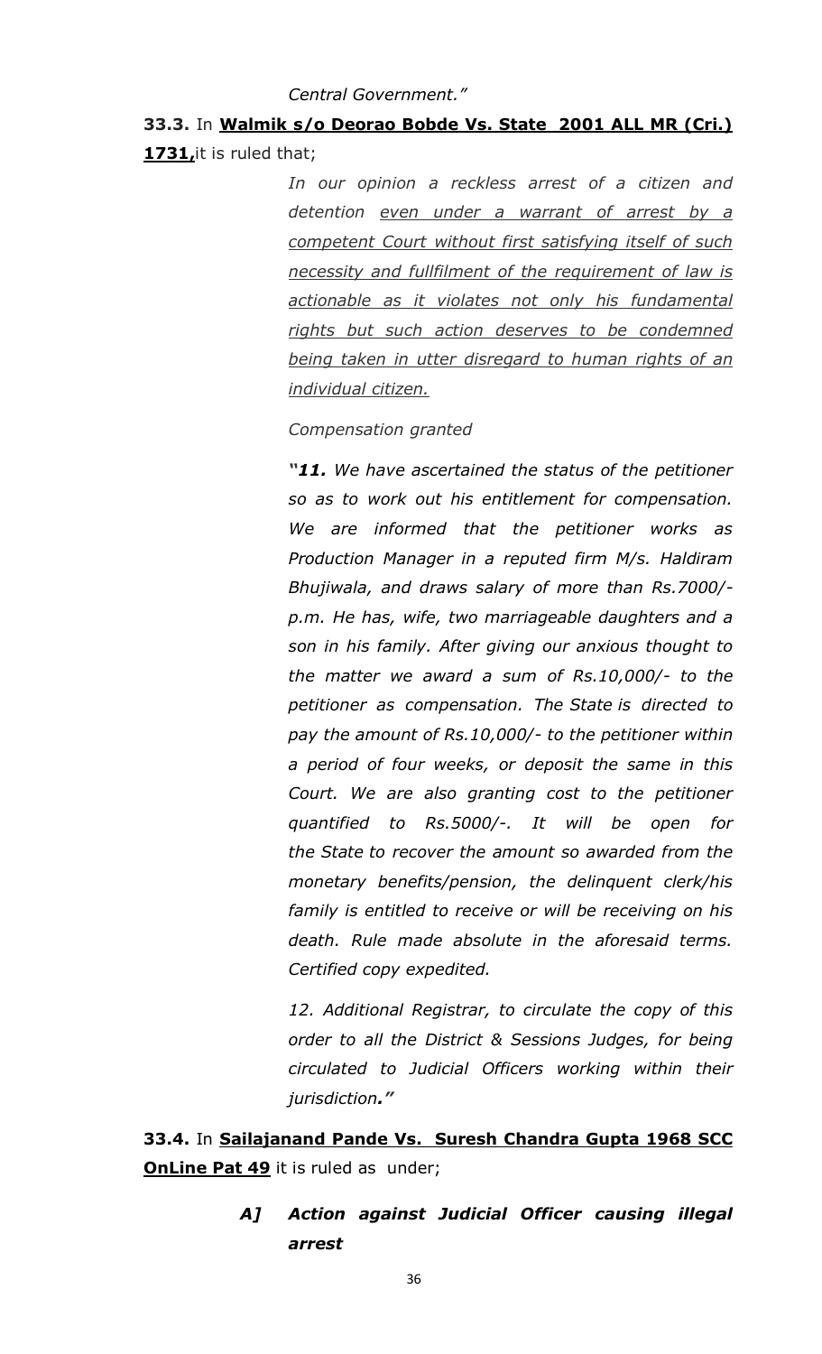*Central Government."*

**33.3.** In **<u>Walmik s/o Deorao Bobde Vs. State 2001 ALL MR (Cri.) 1731,</u>** it is ruled that;

> *In our opinion a reckless arrest of a citizen and detention <u>even under a warrant of arrest by a competent Court without first satisfying itself of such necessity and fullfilment of the requirement of law is actionable as it violates not only his fundamental rights but such action deserves to be condemned being taken in utter disregard to human rights of an individual citizen.</u>*
>
> *Compensation granted*
>
> ***"11.** We have ascertained the status of the petitioner so as to work out his entitlement for compensation. We are informed that the petitioner works as Production Manager in a reputed firm M/s. Haldiram Bhujiwala, and draws salary of more than Rs.7000/- p.m. He has, wife, two marriageable daughters and a son in his family. After giving our anxious thought to the matter we award a sum of Rs.10,000/- to the petitioner as compensation. The State is directed to pay the amount of Rs.10,000/- to the petitioner within a period of four weeks, or deposit the same in this Court. We are also granting cost to the petitioner quantified to Rs.5000/-. It will be open for the State to recover the amount so awarded from the monetary benefits/pension, the delinquent clerk/his family is entitled to receive or will be receiving on his death. Rule made absolute in the aforesaid terms. Certified copy expedited.*
>
> *12. Additional Registrar, to circulate the copy of this order to all the District & Sessions Judges, for being circulated to Judicial Officers working within their jurisdiction."*

**33.4.** In **<u>Sailajanand Pande Vs. Suresh Chandra Gupta 1968 SCC OnLine Pat 49</u>** it is ruled as under;

> ***A] Action against Judicial Officer causing illegal arrest***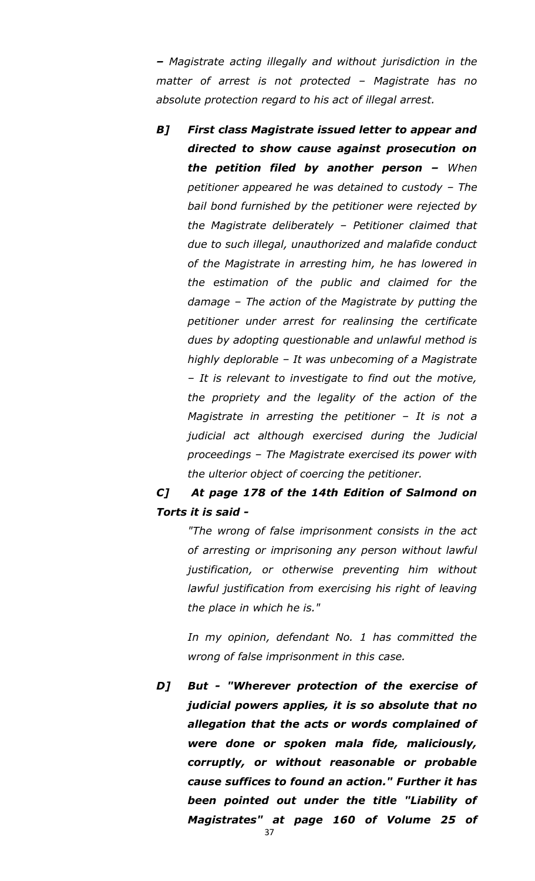*– Magistrate acting illegally and without jurisdiction in the matter of arrest is not protected – Magistrate has no absolute protection regard to his act of illegal arrest.*

***B] First class Magistrate issued letter to appear and directed to show cause against prosecution on the petition filed by another person –*** *When petitioner appeared he was detained to custody – The bail bond furnished by the petitioner were rejected by the Magistrate deliberately – Petitioner claimed that due to such illegal, unauthorized and malafide conduct of the Magistrate in arresting him, he has lowered in the estimation of the public and claimed for the damage – The action of the Magistrate by putting the petitioner under arrest for realinsing the certificate dues by adopting questionable and unlawful method is highly deplorable – It was unbecoming of a Magistrate – It is relevant to investigate to find out the motive, the propriety and the legality of the action of the Magistrate in arresting the petitioner – It is not a judicial act although exercised during the Judicial proceedings – The Magistrate exercised its power with the ulterior object of coercing the petitioner.*

***C] At page 178 of the 14th Edition of Salmond on Torts it is said -***

> *"The wrong of false imprisonment consists in the act of arresting or imprisoning any person without lawful justification, or otherwise preventing him without lawful justification from exercising his right of leaving the place in which he is."*
>
> *In my opinion, defendant No. 1 has committed the wrong of false imprisonment in this case.*

***D] But - "Wherever protection of the exercise of judicial powers applies, it is so absolute that no allegation that the acts or words complained of were done or spoken mala fide, maliciously, corruptly, or without reasonable or probable cause suffices to found an action." Further it has been pointed out under the title "Liability of Magistrates" at page 160 of Volume 25 of***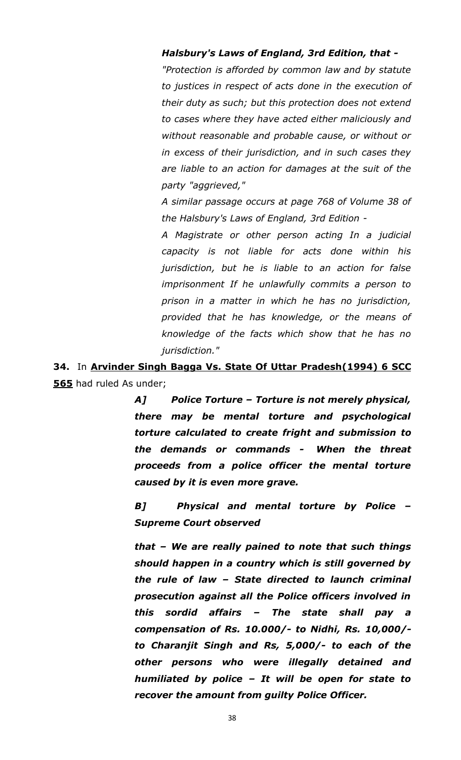***Halsbury's Laws of England, 3rd Edition, that -***

*"Protection is afforded by common law and by statute to justices in respect of acts done in the execution of their duty as such; but this protection does not extend to cases where they have acted either maliciously and without reasonable and probable cause, or without or in excess of their jurisdiction, and in such cases they are liable to an action for damages at the suit of the party "aggrieved,"*

*A similar passage occurs at page 768 of Volume 38 of the Halsbury's Laws of England, 3rd Edition -*

*A Magistrate or other person acting In a judicial capacity is not liable for acts done within his jurisdiction, but he is liable to an action for false imprisonment If he unlawfully commits a person to prison in a matter in which he has no jurisdiction, provided that he has knowledge, or the means of knowledge of the facts which show that he has no jurisdiction."*

**34.** In **Arvinder Singh Bagga Vs. State Of Uttar Pradesh(1994) 6 SCC 565** had ruled As under;

***A] Police Torture – Torture is not merely physical, there may be mental torture and psychological torture calculated to create fright and submission to the demands or commands - When the threat proceeds from a police officer the mental torture caused by it is even more grave.***

***B] Physical and mental torture by Police – Supreme Court observed***

***that – We are really pained to note that such things should happen in a country which is still governed by the rule of law – State directed to launch criminal prosecution against all the Police officers involved in this sordid affairs – The state shall pay a compensation of Rs. 10.000/- to Nidhi, Rs. 10,000/- to Charanjit Singh and Rs, 5,000/- to each of the other persons who were illegally detained and humiliated by police – It will be open for state to recover the amount from guilty Police Officer.***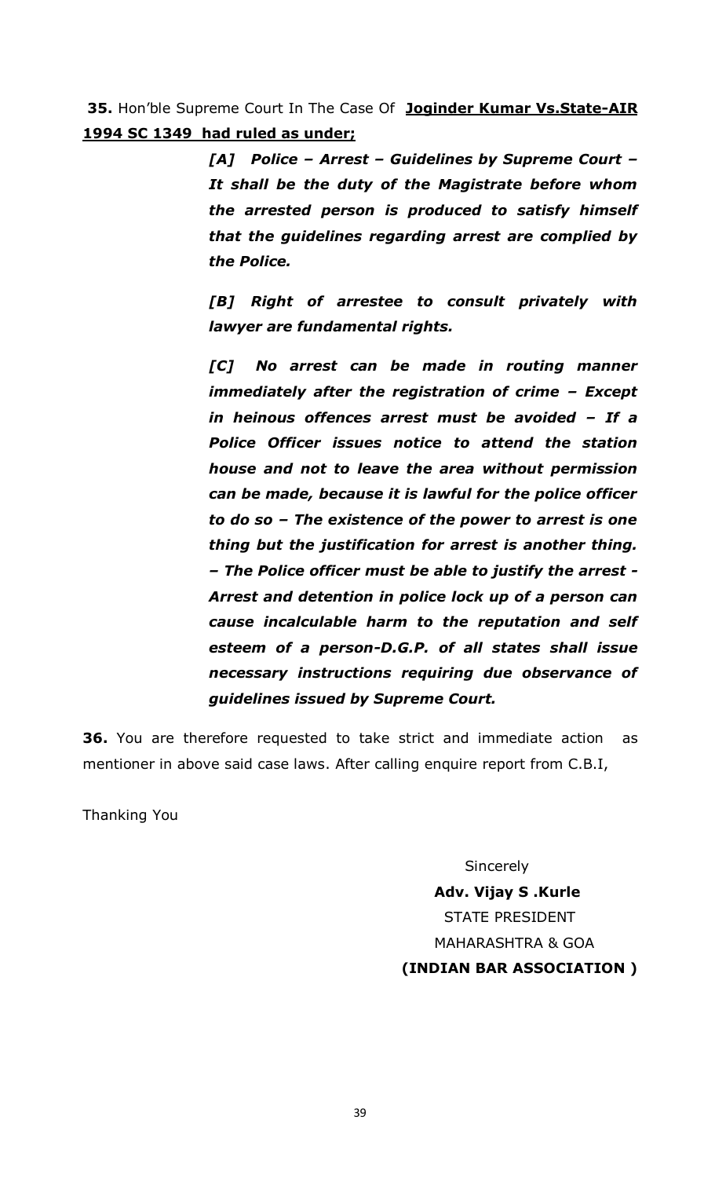**35.** Hon'ble Supreme Court In The Case Of **<u>Joginder Kumar Vs.State-AIR 1994 SC 1349 had ruled as under;</u>**

> ***[A] Police – Arrest – Guidelines by Supreme Court – It shall be the duty of the Magistrate before whom the arrested person is produced to satisfy himself that the guidelines regarding arrest are complied by the Police.***
>
> ***[B] Right of arrestee to consult privately with lawyer are fundamental rights.***
>
> ***[C] No arrest can be made in routing manner immediately after the registration of crime – Except in heinous offences arrest must be avoided – If a Police Officer issues notice to attend the station house and not to leave the area without permission can be made, because it is lawful for the police officer to do so – The existence of the power to arrest is one thing but the justification for arrest is another thing. – The Police officer must be able to justify the arrest - Arrest and detention in police lock up of a person can cause incalculable harm to the reputation and self esteem of a person-D.G.P. of all states shall issue necessary instructions requiring due observance of guidelines issued by Supreme Court.***

**36.** You are therefore requested to take strict and immediate action as mentioner in above said case laws. After calling enquire report from C.B.I,

Thanking You

Sincerely

**Adv. Vijay S .Kurle**

STATE PRESIDENT

MAHARASHTRA & GOA

**(INDIAN BAR ASSOCIATION )**